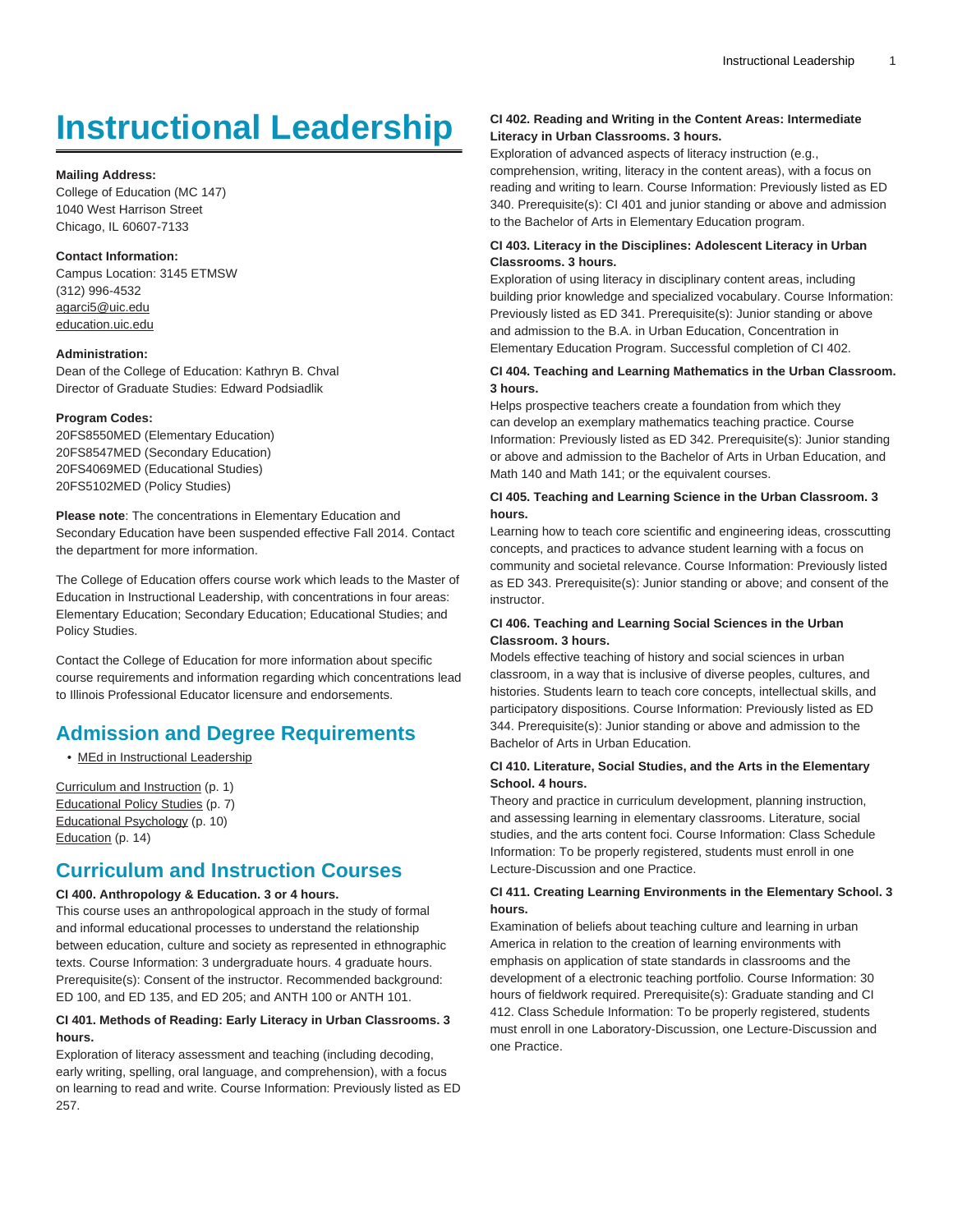# Instructional Leadership

**Mailing Address:**
College of Education (MC 147)
1040 West Harrison Street
Chicago, IL 60607-7133

**Contact Information:**
Campus Location: 3145 ETMSW
(312) 996-4532
agarci5@uic.edu
education.uic.edu

**Administration:**
Dean of the College of Education: Kathryn B. Chval
Director of Graduate Studies: Edward Podsiadlik

**Program Codes:**
20FS8550MED (Elementary Education)
20FS8547MED (Secondary Education)
20FS4069MED (Educational Studies)
20FS5102MED (Policy Studies)

**Please note**: The concentrations in Elementary Education and Secondary Education have been suspended effective Fall 2014. Contact the department for more information.

The College of Education offers course work which leads to the Master of Education in Instructional Leadership, with concentrations in four areas: Elementary Education; Secondary Education; Educational Studies; and Policy Studies.

Contact the College of Education for more information about specific course requirements and information regarding which concentrations lead to Illinois Professional Educator licensure and endorsements.

## Admission and Degree Requirements

- MEd in Instructional Leadership

Curriculum and Instruction (p. 1)
Educational Policy Studies (p. 7)
Educational Psychology (p. 10)
Education (p. 14)

## Curriculum and Instruction Courses

**CI 400. Anthropology & Education. 3 or 4 hours.**
This course uses an anthropological approach in the study of formal and informal educational processes to understand the relationship between education, culture and society as represented in ethnographic texts. Course Information: 3 undergraduate hours. 4 graduate hours. Prerequisite(s): Consent of the instructor. Recommended background: ED 100, and ED 135, and ED 205; and ANTH 100 or ANTH 101.

**CI 401. Methods of Reading: Early Literacy in Urban Classrooms. 3 hours.**
Exploration of literacy assessment and teaching (including decoding, early writing, spelling, oral language, and comprehension), with a focus on learning to read and write. Course Information: Previously listed as ED 257.

**CI 402. Reading and Writing in the Content Areas: Intermediate Literacy in Urban Classrooms. 3 hours.**
Exploration of advanced aspects of literacy instruction (e.g., comprehension, writing, literacy in the content areas), with a focus on reading and writing to learn. Course Information: Previously listed as ED 340. Prerequisite(s): CI 401 and junior standing or above and admission to the Bachelor of Arts in Elementary Education program.

**CI 403. Literacy in the Disciplines: Adolescent Literacy in Urban Classrooms. 3 hours.**
Exploration of using literacy in disciplinary content areas, including building prior knowledge and specialized vocabulary. Course Information: Previously listed as ED 341. Prerequisite(s): Junior standing or above and admission to the B.A. in Urban Education, Concentration in Elementary Education Program. Successful completion of CI 402.

**CI 404. Teaching and Learning Mathematics in the Urban Classroom. 3 hours.**
Helps prospective teachers create a foundation from which they can develop an exemplary mathematics teaching practice. Course Information: Previously listed as ED 342. Prerequisite(s): Junior standing or above and admission to the Bachelor of Arts in Urban Education, and Math 140 and Math 141; or the equivalent courses.

**CI 405. Teaching and Learning Science in the Urban Classroom. 3 hours.**
Learning how to teach core scientific and engineering ideas, crosscutting concepts, and practices to advance student learning with a focus on community and societal relevance. Course Information: Previously listed as ED 343. Prerequisite(s): Junior standing or above; and consent of the instructor.

**CI 406. Teaching and Learning Social Sciences in the Urban Classroom. 3 hours.**
Models effective teaching of history and social sciences in urban classroom, in a way that is inclusive of diverse peoples, cultures, and histories. Students learn to teach core concepts, intellectual skills, and participatory dispositions. Course Information: Previously listed as ED 344. Prerequisite(s): Junior standing or above and admission to the Bachelor of Arts in Urban Education.

**CI 410. Literature, Social Studies, and the Arts in the Elementary School. 4 hours.**
Theory and practice in curriculum development, planning instruction, and assessing learning in elementary classrooms. Literature, social studies, and the arts content foci. Course Information: Class Schedule Information: To be properly registered, students must enroll in one Lecture-Discussion and one Practice.

**CI 411. Creating Learning Environments in the Elementary School. 3 hours.**
Examination of beliefs about teaching culture and learning in urban America in relation to the creation of learning environments with emphasis on application of state standards in classrooms and the development of a electronic teaching portfolio. Course Information: 30 hours of fieldwork required. Prerequisite(s): Graduate standing and CI 412. Class Schedule Information: To be properly registered, students must enroll in one Laboratory-Discussion, one Lecture-Discussion and one Practice.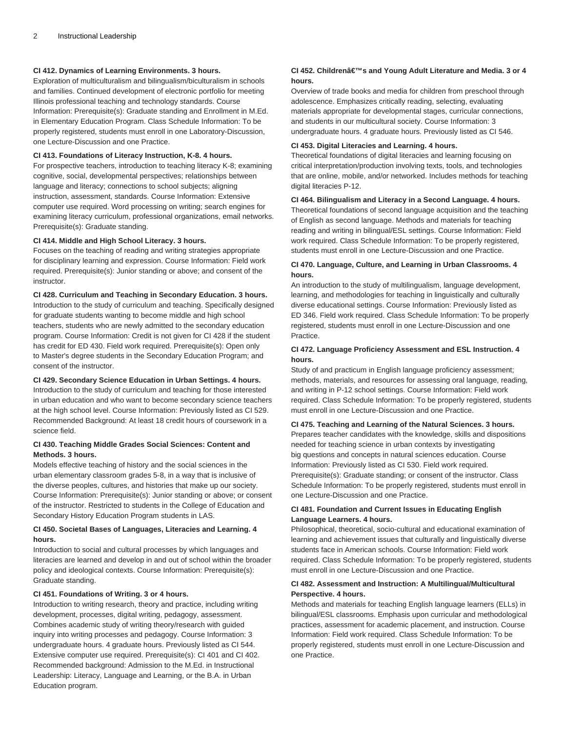**CI 412. Dynamics of Learning Environments. 3 hours.**
Exploration of multiculturalism and bilingualism/biculturalism in schools and families. Continued development of electronic portfolio for meeting Illinois professional teaching and technology standards. Course Information: Prerequisite(s): Graduate standing and Enrollment in M.Ed. in Elementary Education Program. Class Schedule Information: To be properly registered, students must enroll in one Laboratory-Discussion, one Lecture-Discussion and one Practice.

**CI 413. Foundations of Literacy Instruction, K-8. 4 hours.**
For prospective teachers, introduction to teaching literacy K-8; examining cognitive, social, developmental perspectives; relationships between language and literacy; connections to school subjects; aligning instruction, assessment, standards. Course Information: Extensive computer use required. Word processing on writing; search engines for examining literacy curriculum, professional organizations, email networks. Prerequisite(s): Graduate standing.

**CI 414. Middle and High School Literacy. 3 hours.**
Focuses on the teaching of reading and writing strategies appropriate for disciplinary learning and expression. Course Information: Field work required. Prerequisite(s): Junior standing or above; and consent of the instructor.

**CI 428. Curriculum and Teaching in Secondary Education. 3 hours.**
Introduction to the study of curriculum and teaching. Specifically designed for graduate students wanting to become middle and high school teachers, students who are newly admitted to the secondary education program. Course Information: Credit is not given for CI 428 if the student has credit for ED 430. Field work required. Prerequisite(s): Open only to Master's degree students in the Secondary Education Program; and consent of the instructor.

**CI 429. Secondary Science Education in Urban Settings. 4 hours.**
Introduction to the study of curriculum and teaching for those interested in urban education and who want to become secondary science teachers at the high school level. Course Information: Previously listed as CI 529. Recommended Background: At least 18 credit hours of coursework in a science field.

**CI 430. Teaching Middle Grades Social Sciences: Content and Methods. 3 hours.**
Models effective teaching of history and the social sciences in the urban elementary classroom grades 5-8, in a way that is inclusive of the diverse peoples, cultures, and histories that make up our society. Course Information: Prerequisite(s): Junior standing or above; or consent of the instructor. Restricted to students in the College of Education and Secondary History Education Program students in LAS.

**CI 450. Societal Bases of Languages, Literacies and Learning. 4 hours.**
Introduction to social and cultural processes by which languages and literacies are learned and develop in and out of school within the broader policy and ideological contexts. Course Information: Prerequisite(s): Graduate standing.

**CI 451. Foundations of Writing. 3 or 4 hours.**
Introduction to writing research, theory and practice, including writing development, processes, digital writing, pedagogy, assessment. Combines academic study of writing theory/research with guided inquiry into writing processes and pedagogy. Course Information: 3 undergraduate hours. 4 graduate hours. Previously listed as CI 544. Extensive computer use required. Prerequisite(s): CI 401 and CI 402. Recommended background: Admission to the M.Ed. in Instructional Leadership: Literacy, Language and Learning, or the B.A. in Urban Education program.

**CI 452. Childrenâ€™s and Young Adult Literature and Media. 3 or 4 hours.**
Overview of trade books and media for children from preschool through adolescence. Emphasizes critically reading, selecting, evaluating materials appropriate for developmental stages, curricular connections, and students in our multicultural society. Course Information: 3 undergraduate hours. 4 graduate hours. Previously listed as CI 546.

**CI 453. Digital Literacies and Learning. 4 hours.**
Theoretical foundations of digital literacies and learning focusing on critical interpretation/production involving texts, tools, and technologies that are online, mobile, and/or networked. Includes methods for teaching digital literacies P-12.

**CI 464. Bilingualism and Literacy in a Second Language. 4 hours.**
Theoretical foundations of second language acquisition and the teaching of English as second language. Methods and materials for teaching reading and writing in bilingual/ESL settings. Course Information: Field work required. Class Schedule Information: To be properly registered, students must enroll in one Lecture-Discussion and one Practice.

**CI 470. Language, Culture, and Learning in Urban Classrooms. 4 hours.**
An introduction to the study of multilingualism, language development, learning, and methodologies for teaching in linguistically and culturally diverse educational settings. Course Information: Previously listed as ED 346. Field work required. Class Schedule Information: To be properly registered, students must enroll in one Lecture-Discussion and one Practice.

**CI 472. Language Proficiency Assessment and ESL Instruction. 4 hours.**
Study of and practicum in English language proficiency assessment; methods, materials, and resources for assessing oral language, reading, and writing in P-12 school settings. Course Information: Field work required. Class Schedule Information: To be properly registered, students must enroll in one Lecture-Discussion and one Practice.

**CI 475. Teaching and Learning of the Natural Sciences. 3 hours.**
Prepares teacher candidates with the knowledge, skills and dispositions needed for teaching science in urban contexts by investigating big questions and concepts in natural sciences education. Course Information: Previously listed as CI 530. Field work required. Prerequisite(s): Graduate standing; or consent of the instructor. Class Schedule Information: To be properly registered, students must enroll in one Lecture-Discussion and one Practice.

**CI 481. Foundation and Current Issues in Educating English Language Learners. 4 hours.**
Philosophical, theoretical, socio-cultural and educational examination of learning and achievement issues that culturally and linguistically diverse students face in American schools. Course Information: Field work required. Class Schedule Information: To be properly registered, students must enroll in one Lecture-Discussion and one Practice.

**CI 482. Assessment and Instruction: A Multilingual/Multicultural Perspective. 4 hours.**
Methods and materials for teaching English language learners (ELLs) in bilingual/ESL classrooms. Emphasis upon curricular and methodological practices, assessment for academic placement, and instruction. Course Information: Field work required. Class Schedule Information: To be properly registered, students must enroll in one Lecture-Discussion and one Practice.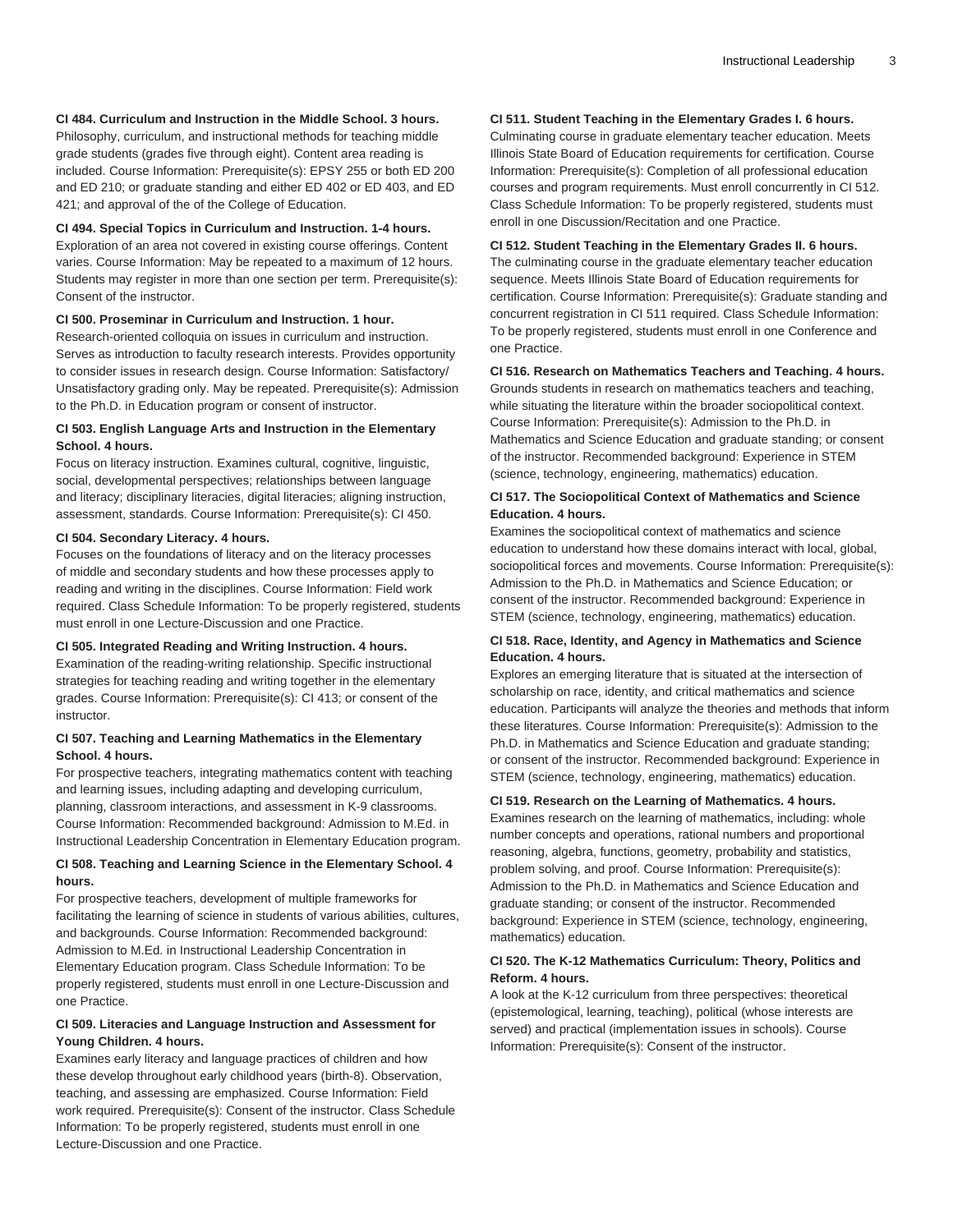**CI 484. Curriculum and Instruction in the Middle School. 3 hours.**
Philosophy, curriculum, and instructional methods for teaching middle grade students (grades five through eight). Content area reading is included. Course Information: Prerequisite(s): EPSY 255 or both ED 200 and ED 210; or graduate standing and either ED 402 or ED 403, and ED 421; and approval of the of the College of Education.

**CI 494. Special Topics in Curriculum and Instruction. 1-4 hours.**
Exploration of an area not covered in existing course offerings. Content varies. Course Information: May be repeated to a maximum of 12 hours. Students may register in more than one section per term. Prerequisite(s): Consent of the instructor.

**CI 500. Proseminar in Curriculum and Instruction. 1 hour.**
Research-oriented colloquia on issues in curriculum and instruction. Serves as introduction to faculty research interests. Provides opportunity to consider issues in research design. Course Information: Satisfactory/Unsatisfactory grading only. May be repeated. Prerequisite(s): Admission to the Ph.D. in Education program or consent of instructor.

**CI 503. English Language Arts and Instruction in the Elementary School. 4 hours.**
Focus on literacy instruction. Examines cultural, cognitive, linguistic, social, developmental perspectives; relationships between language and literacy; disciplinary literacies, digital literacies; aligning instruction, assessment, standards. Course Information: Prerequisite(s): CI 450.

**CI 504. Secondary Literacy. 4 hours.**
Focuses on the foundations of literacy and on the literacy processes of middle and secondary students and how these processes apply to reading and writing in the disciplines. Course Information: Field work required. Class Schedule Information: To be properly registered, students must enroll in one Lecture-Discussion and one Practice.

**CI 505. Integrated Reading and Writing Instruction. 4 hours.**
Examination of the reading-writing relationship. Specific instructional strategies for teaching reading and writing together in the elementary grades. Course Information: Prerequisite(s): CI 413; or consent of the instructor.

**CI 507. Teaching and Learning Mathematics in the Elementary School. 4 hours.**
For prospective teachers, integrating mathematics content with teaching and learning issues, including adapting and developing curriculum, planning, classroom interactions, and assessment in K-9 classrooms. Course Information: Recommended background: Admission to M.Ed. in Instructional Leadership Concentration in Elementary Education program.

**CI 508. Teaching and Learning Science in the Elementary School. 4 hours.**
For prospective teachers, development of multiple frameworks for facilitating the learning of science in students of various abilities, cultures, and backgrounds. Course Information: Recommended background: Admission to M.Ed. in Instructional Leadership Concentration in Elementary Education program. Class Schedule Information: To be properly registered, students must enroll in one Lecture-Discussion and one Practice.

**CI 509. Literacies and Language Instruction and Assessment for Young Children. 4 hours.**
Examines early literacy and language practices of children and how these develop throughout early childhood years (birth-8). Observation, teaching, and assessing are emphasized. Course Information: Field work required. Prerequisite(s): Consent of the instructor. Class Schedule Information: To be properly registered, students must enroll in one Lecture-Discussion and one Practice.

**CI 511. Student Teaching in the Elementary Grades I. 6 hours.**
Culminating course in graduate elementary teacher education. Meets Illinois State Board of Education requirements for certification. Course Information: Prerequisite(s): Completion of all professional education courses and program requirements. Must enroll concurrently in CI 512. Class Schedule Information: To be properly registered, students must enroll in one Discussion/Recitation and one Practice.

**CI 512. Student Teaching in the Elementary Grades II. 6 hours.**
The culminating course in the graduate elementary teacher education sequence. Meets Illinois State Board of Education requirements for certification. Course Information: Prerequisite(s): Graduate standing and concurrent registration in CI 511 required. Class Schedule Information: To be properly registered, students must enroll in one Conference and one Practice.

**CI 516. Research on Mathematics Teachers and Teaching. 4 hours.**
Grounds students in research on mathematics teachers and teaching, while situating the literature within the broader sociopolitical context. Course Information: Prerequisite(s): Admission to the Ph.D. in Mathematics and Science Education and graduate standing; or consent of the instructor. Recommended background: Experience in STEM (science, technology, engineering, mathematics) education.

**CI 517. The Sociopolitical Context of Mathematics and Science Education. 4 hours.**
Examines the sociopolitical context of mathematics and science education to understand how these domains interact with local, global, sociopolitical forces and movements. Course Information: Prerequisite(s): Admission to the Ph.D. in Mathematics and Science Education; or consent of the instructor. Recommended background: Experience in STEM (science, technology, engineering, mathematics) education.

**CI 518. Race, Identity, and Agency in Mathematics and Science Education. 4 hours.**
Explores an emerging literature that is situated at the intersection of scholarship on race, identity, and critical mathematics and science education. Participants will analyze the theories and methods that inform these literatures. Course Information: Prerequisite(s): Admission to the Ph.D. in Mathematics and Science Education and graduate standing; or consent of the instructor. Recommended background: Experience in STEM (science, technology, engineering, mathematics) education.

**CI 519. Research on the Learning of Mathematics. 4 hours.**
Examines research on the learning of mathematics, including: whole number concepts and operations, rational numbers and proportional reasoning, algebra, functions, geometry, probability and statistics, problem solving, and proof. Course Information: Prerequisite(s): Admission to the Ph.D. in Mathematics and Science Education and graduate standing; or consent of the instructor. Recommended background: Experience in STEM (science, technology, engineering, mathematics) education.

**CI 520. The K-12 Mathematics Curriculum: Theory, Politics and Reform. 4 hours.**
A look at the K-12 curriculum from three perspectives: theoretical (epistemological, learning, teaching), political (whose interests are served) and practical (implementation issues in schools). Course Information: Prerequisite(s): Consent of the instructor.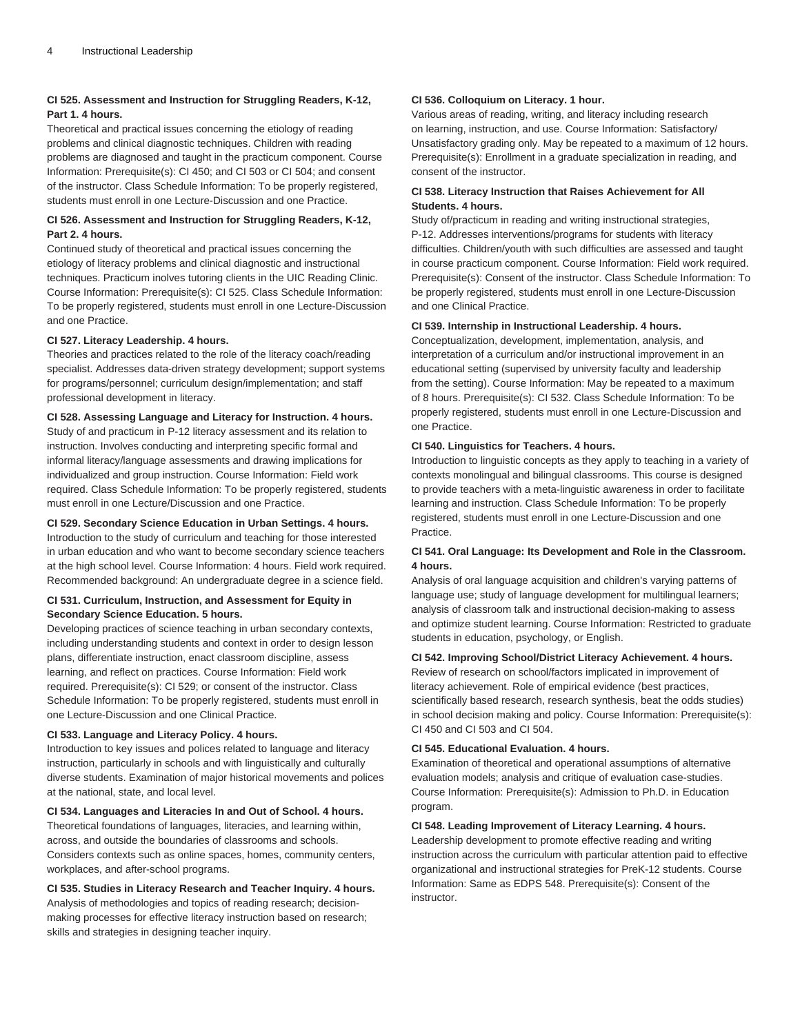**CI 525. Assessment and Instruction for Struggling Readers, K-12, Part 1. 4 hours.**
Theoretical and practical issues concerning the etiology of reading problems and clinical diagnostic techniques. Children with reading problems are diagnosed and taught in the practicum component. Course Information: Prerequisite(s): CI 450; and CI 503 or CI 504; and consent of the instructor. Class Schedule Information: To be properly registered, students must enroll in one Lecture-Discussion and one Practice.

**CI 526. Assessment and Instruction for Struggling Readers, K-12, Part 2. 4 hours.**
Continued study of theoretical and practical issues concerning the etiology of literacy problems and clinical diagnostic and instructional techniques. Practicum inolves tutoring clients in the UIC Reading Clinic. Course Information: Prerequisite(s): CI 525. Class Schedule Information: To be properly registered, students must enroll in one Lecture-Discussion and one Practice.

**CI 527. Literacy Leadership. 4 hours.**
Theories and practices related to the role of the literacy coach/reading specialist. Addresses data-driven strategy development; support systems for programs/personnel; curriculum design/implementation; and staff professional development in literacy.

**CI 528. Assessing Language and Literacy for Instruction. 4 hours.**
Study of and practicum in P-12 literacy assessment and its relation to instruction. Involves conducting and interpreting specific formal and informal literacy/language assessments and drawing implications for individualized and group instruction. Course Information: Field work required. Class Schedule Information: To be properly registered, students must enroll in one Lecture/Discussion and one Practice.

**CI 529. Secondary Science Education in Urban Settings. 4 hours.**
Introduction to the study of curriculum and teaching for those interested in urban education and who want to become secondary science teachers at the high school level. Course Information: 4 hours. Field work required. Recommended background: An undergraduate degree in a science field.

**CI 531. Curriculum, Instruction, and Assessment for Equity in Secondary Science Education. 5 hours.**
Developing practices of science teaching in urban secondary contexts, including understanding students and context in order to design lesson plans, differentiate instruction, enact classroom discipline, assess learning, and reflect on practices. Course Information: Field work required. Prerequisite(s): CI 529; or consent of the instructor. Class Schedule Information: To be properly registered, students must enroll in one Lecture-Discussion and one Clinical Practice.

**CI 533. Language and Literacy Policy. 4 hours.**
Introduction to key issues and polices related to language and literacy instruction, particularly in schools and with linguistically and culturally diverse students. Examination of major historical movements and polices at the national, state, and local level.

**CI 534. Languages and Literacies In and Out of School. 4 hours.**
Theoretical foundations of languages, literacies, and learning within, across, and outside the boundaries of classrooms and schools. Considers contexts such as online spaces, homes, community centers, workplaces, and after-school programs.

**CI 535. Studies in Literacy Research and Teacher Inquiry. 4 hours.**
Analysis of methodologies and topics of reading research; decision-making processes for effective literacy instruction based on research; skills and strategies in designing teacher inquiry.

**CI 536. Colloquium on Literacy. 1 hour.**
Various areas of reading, writing, and literacy including research on learning, instruction, and use. Course Information: Satisfactory/Unsatisfactory grading only. May be repeated to a maximum of 12 hours. Prerequisite(s): Enrollment in a graduate specialization in reading, and consent of the instructor.

**CI 538. Literacy Instruction that Raises Achievement for All Students. 4 hours.**
Study of/practicum in reading and writing instructional strategies, P-12. Addresses interventions/programs for students with literacy difficulties. Children/youth with such difficulties are assessed and taught in course practicum component. Course Information: Field work required. Prerequisite(s): Consent of the instructor. Class Schedule Information: To be properly registered, students must enroll in one Lecture-Discussion and one Clinical Practice.

**CI 539. Internship in Instructional Leadership. 4 hours.**
Conceptualization, development, implementation, analysis, and interpretation of a curriculum and/or instructional improvement in an educational setting (supervised by university faculty and leadership from the setting). Course Information: May be repeated to a maximum of 8 hours. Prerequisite(s): CI 532. Class Schedule Information: To be properly registered, students must enroll in one Lecture-Discussion and one Practice.

**CI 540. Linguistics for Teachers. 4 hours.**
Introduction to linguistic concepts as they apply to teaching in a variety of contexts monolingual and bilingual classrooms. This course is designed to provide teachers with a meta-linguistic awareness in order to facilitate learning and instruction. Class Schedule Information: To be properly registered, students must enroll in one Lecture-Discussion and one Practice.

**CI 541. Oral Language: Its Development and Role in the Classroom. 4 hours.**
Analysis of oral language acquisition and children's varying patterns of language use; study of language development for multilingual learners; analysis of classroom talk and instructional decision-making to assess and optimize student learning. Course Information: Restricted to graduate students in education, psychology, or English.

**CI 542. Improving School/District Literacy Achievement. 4 hours.**
Review of research on school/factors implicated in improvement of literacy achievement. Role of empirical evidence (best practices, scientifically based research, research synthesis, beat the odds studies) in school decision making and policy. Course Information: Prerequisite(s): CI 450 and CI 503 and CI 504.

**CI 545. Educational Evaluation. 4 hours.**
Examination of theoretical and operational assumptions of alternative evaluation models; analysis and critique of evaluation case-studies. Course Information: Prerequisite(s): Admission to Ph.D. in Education program.

**CI 548. Leading Improvement of Literacy Learning. 4 hours.**
Leadership development to promote effective reading and writing instruction across the curriculum with particular attention paid to effective organizational and instructional strategies for PreK-12 students. Course Information: Same as EDPS 548. Prerequisite(s): Consent of the instructor.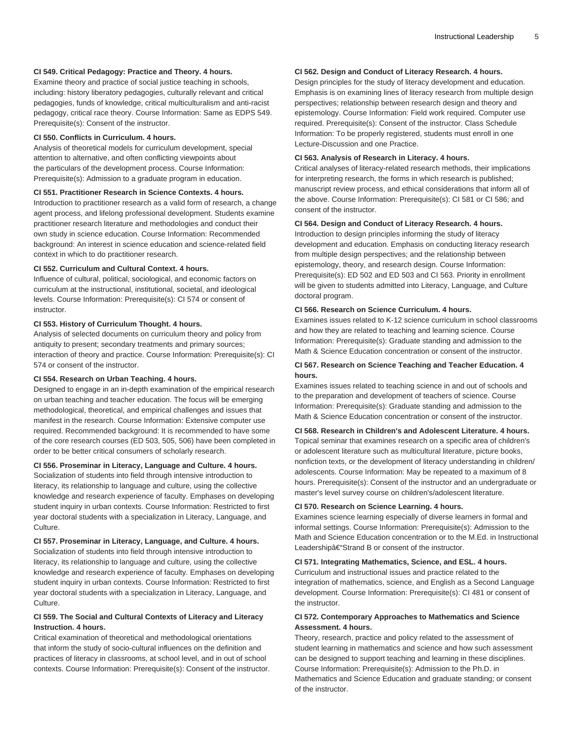**CI 549. Critical Pedagogy: Practice and Theory. 4 hours.**
Examine theory and practice of social justice teaching in schools, including: history liberatory pedagogies, culturally relevant and critical pedagogies, funds of knowledge, critical multiculturalism and anti-racist pedagogy, critical race theory. Course Information: Same as EDPS 549. Prerequisite(s): Consent of the instructor.

**CI 550. Conflicts in Curriculum. 4 hours.**
Analysis of theoretical models for curriculum development, special attention to alternative, and often conflicting viewpoints about the particulars of the development process. Course Information: Prerequisite(s): Admission to a graduate program in education.

**CI 551. Practitioner Research in Science Contexts. 4 hours.**
Introduction to practitioner research as a valid form of research, a change agent process, and lifelong professional development. Students examine practitioner research literature and methodologies and conduct their own study in science education. Course Information: Recommended background: An interest in science education and science-related field context in which to do practitioner research.

**CI 552. Curriculum and Cultural Context. 4 hours.**
Influence of cultural, political, sociological, and economic factors on curriculum at the instructional, institutional, societal, and ideological levels. Course Information: Prerequisite(s): CI 574 or consent of instructor.

**CI 553. History of Curriculum Thought. 4 hours.**
Analysis of selected documents on curriculum theory and policy from antiquity to present; secondary treatments and primary sources; interaction of theory and practice. Course Information: Prerequisite(s): CI 574 or consent of the instructor.

**CI 554. Research on Urban Teaching. 4 hours.**
Designed to engage in an in-depth examination of the empirical research on urban teaching and teacher education. The focus will be emerging methodological, theoretical, and empirical challenges and issues that manifest in the research. Course Information: Extensive computer use required. Recommended background: It is recommended to have some of the core research courses (ED 503, 505, 506) have been completed in order to be better critical consumers of scholarly research.

**CI 556. Proseminar in Literacy, Language and Culture. 4 hours.**
Socialization of students into field through intensive introduction to literacy, its relationship to language and culture, using the collective knowledge and research experience of faculty. Emphases on developing student inquiry in urban contexts. Course Information: Restricted to first year doctoral students with a specialization in Literacy, Language, and Culture.

**CI 557. Proseminar in Literacy, Language, and Culture. 4 hours.**
Socialization of students into field through intensive introduction to literacy, its relationship to language and culture, using the collective knowledge and research experience of faculty. Emphases on developing student inquiry in urban contexts. Course Information: Restricted to first year doctoral students with a specialization in Literacy, Language, and Culture.

**CI 559. The Social and Cultural Contexts of Literacy and Literacy Instruction. 4 hours.**
Critical examination of theoretical and methodological orientations that inform the study of socio-cultural influences on the definition and practices of literacy in classrooms, at school level, and in out of school contexts. Course Information: Prerequisite(s): Consent of the instructor.

**CI 562. Design and Conduct of Literacy Research. 4 hours.**
Design principles for the study of literacy development and education. Emphasis is on examining lines of literacy research from multiple design perspectives; relationship between research design and theory and epistemology. Course Information: Field work required. Computer use required. Prerequisite(s): Consent of the instructor. Class Schedule Information: To be properly registered, students must enroll in one Lecture-Discussion and one Practice.

**CI 563. Analysis of Research in Literacy. 4 hours.**
Critical analyses of literacy-related research methods, their implications for interpreting research, the forms in which research is published; manuscript review process, and ethical considerations that inform all of the above. Course Information: Prerequisite(s): CI 581 or CI 586; and consent of the instructor.

**CI 564. Design and Conduct of Literacy Research. 4 hours.**
Introduction to design principles informing the study of literacy development and education. Emphasis on conducting literacy research from multiple design perspectives; and the relationship between epistemology, theory, and research design. Course Information: Prerequisite(s): ED 502 and ED 503 and CI 563. Priority in enrollment will be given to students admitted into Literacy, Language, and Culture doctoral program.

**CI 566. Research on Science Curriculum. 4 hours.**
Examines issues related to K-12 science curriculum in school classrooms and how they are related to teaching and learning science. Course Information: Prerequisite(s): Graduate standing and admission to the Math & Science Education concentration or consent of the instructor.

**CI 567. Research on Science Teaching and Teacher Education. 4 hours.**
Examines issues related to teaching science in and out of schools and to the preparation and development of teachers of science. Course Information: Prerequisite(s): Graduate standing and admission to the Math & Science Education concentration or consent of the instructor.

**CI 568. Research in Children's and Adolescent Literature. 4 hours.**
Topical seminar that examines research on a specific area of children's or adolescent literature such as multicultural literature, picture books, nonfiction texts, or the development of literacy understanding in children/adolescents. Course Information: May be repeated to a maximum of 8 hours. Prerequisite(s): Consent of the instructor and an undergraduate or master's level survey course on children's/adolescent literature.

**CI 570. Research on Science Learning. 4 hours.**
Examines science learning especially of diverse learners in formal and informal settings. Course Information: Prerequisite(s): Admission to the Math and Science Education concentration or to the M.Ed. in Instructional Leadershipâ€"Strand B or consent of the instructor.

**CI 571. Integrating Mathematics, Science, and ESL. 4 hours.**
Curriculum and instructional issues and practice related to the integration of mathematics, science, and English as a Second Language development. Course Information: Prerequisite(s): CI 481 or consent of the instructor.

**CI 572. Contemporary Approaches to Mathematics and Science Assessment. 4 hours.**
Theory, research, practice and policy related to the assessment of student learning in mathematics and science and how such assessment can be designed to support teaching and learning in these disciplines. Course Information: Prerequisite(s): Admission to the Ph.D. in Mathematics and Science Education and graduate standing; or consent of the instructor.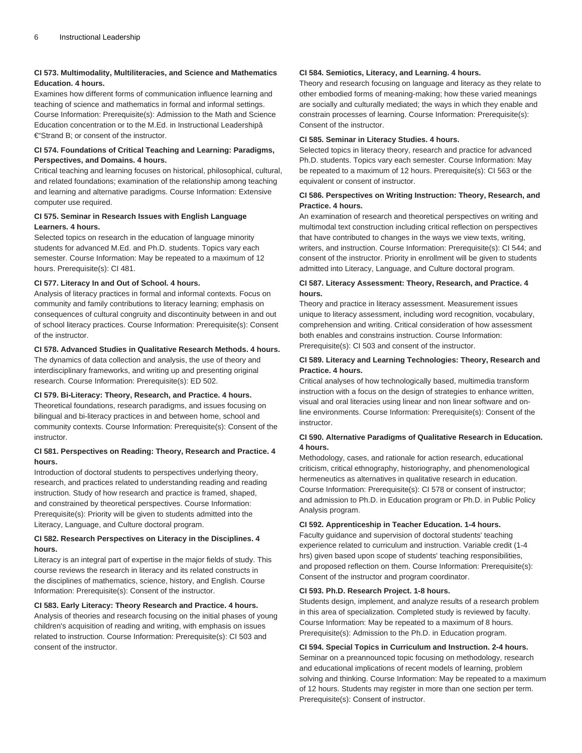**CI 573. Multimodality, Multiliteracies, and Science and Mathematics Education. 4 hours.**

Examines how different forms of communication influence learning and teaching of science and mathematics in formal and informal settings. Course Information: Prerequisite(s): Admission to the Math and Science Education concentration or to the M.Ed. in Instructional Leadershipâ €"Strand B; or consent of the instructor.

**CI 574. Foundations of Critical Teaching and Learning: Paradigms, Perspectives, and Domains. 4 hours.**

Critical teaching and learning focuses on historical, philosophical, cultural, and related foundations; examination of the relationship among teaching and learning and alternative paradigms. Course Information: Extensive computer use required.

**CI 575. Seminar in Research Issues with English Language Learners. 4 hours.**

Selected topics on research in the education of language minority students for advanced M.Ed. and Ph.D. students. Topics vary each semester. Course Information: May be repeated to a maximum of 12 hours. Prerequisite(s): CI 481.

**CI 577. Literacy In and Out of School. 4 hours.**

Analysis of literacy practices in formal and informal contexts. Focus on community and family contributions to literacy learning; emphasis on consequences of cultural congruity and discontinuity between in and out of school literacy practices. Course Information: Prerequisite(s): Consent of the instructor.

**CI 578. Advanced Studies in Qualitative Research Methods. 4 hours.**

The dynamics of data collection and analysis, the use of theory and interdisciplinary frameworks, and writing up and presenting original research. Course Information: Prerequisite(s): ED 502.

**CI 579. Bi-Literacy: Theory, Research, and Practice. 4 hours.**

Theoretical foundations, research paradigms, and issues focusing on bilingual and bi-literacy practices in and between home, school and community contexts. Course Information: Prerequisite(s): Consent of the instructor.

**CI 581. Perspectives on Reading: Theory, Research and Practice. 4 hours.**

Introduction of doctoral students to perspectives underlying theory, research, and practices related to understanding reading and reading instruction. Study of how research and practice is framed, shaped, and constrained by theoretical perspectives. Course Information: Prerequisite(s): Priority will be given to students admitted into the Literacy, Language, and Culture doctoral program.

**CI 582. Research Perspectives on Literacy in the Disciplines. 4 hours.**

Literacy is an integral part of expertise in the major fields of study. This course reviews the research in literacy and its related constructs in the disciplines of mathematics, science, history, and English. Course Information: Prerequisite(s): Consent of the instructor.

**CI 583. Early Literacy: Theory Research and Practice. 4 hours.**

Analysis of theories and research focusing on the initial phases of young children's acquisition of reading and writing, with emphasis on issues related to instruction. Course Information: Prerequisite(s): CI 503 and consent of the instructor.

**CI 584. Semiotics, Literacy, and Learning. 4 hours.**

Theory and research focusing on language and literacy as they relate to other embodied forms of meaning-making; how these varied meanings are socially and culturally mediated; the ways in which they enable and constrain processes of learning. Course Information: Prerequisite(s): Consent of the instructor.

**CI 585. Seminar in Literacy Studies. 4 hours.**

Selected topics in literacy theory, research and practice for advanced Ph.D. students. Topics vary each semester. Course Information: May be repeated to a maximum of 12 hours. Prerequisite(s): CI 563 or the equivalent or consent of instructor.

**CI 586. Perspectives on Writing Instruction: Theory, Research, and Practice. 4 hours.**

An examination of research and theoretical perspectives on writing and multimodal text construction including critical reflection on perspectives that have contributed to changes in the ways we view texts, writing, writers, and instruction. Course Information: Prerequisite(s): CI 544; and consent of the instructor. Priority in enrollment will be given to students admitted into Literacy, Language, and Culture doctoral program.

**CI 587. Literacy Assessment: Theory, Research, and Practice. 4 hours.**

Theory and practice in literacy assessment. Measurement issues unique to literacy assessment, including word recognition, vocabulary, comprehension and writing. Critical consideration of how assessment both enables and constrains instruction. Course Information: Prerequisite(s): CI 503 and consent of the instructor.

**CI 589. Literacy and Learning Technologies: Theory, Research and Practice. 4 hours.**

Critical analyses of how technologically based, multimedia transform instruction with a focus on the design of strategies to enhance written, visual and oral literacies using linear and non linear software and on-line environments. Course Information: Prerequisite(s): Consent of the instructor.

**CI 590. Alternative Paradigms of Qualitative Research in Education. 4 hours.**

Methodology, cases, and rationale for action research, educational criticism, critical ethnography, historiography, and phenomenological hermeneutics as alternatives in qualitative research in education. Course Information: Prerequisite(s): CI 578 or consent of instructor; and admission to Ph.D. in Education program or Ph.D. in Public Policy Analysis program.

**CI 592. Apprenticeship in Teacher Education. 1-4 hours.**

Faculty guidance and supervision of doctoral students' teaching experience related to curriculum and instruction. Variable credit (1-4 hrs) given based upon scope of students' teaching responsibilities, and proposed reflection on them. Course Information: Prerequisite(s): Consent of the instructor and program coordinator.

**CI 593. Ph.D. Research Project. 1-8 hours.**

Students design, implement, and analyze results of a research problem in this area of specialization. Completed study is reviewed by faculty. Course Information: May be repeated to a maximum of 8 hours. Prerequisite(s): Admission to the Ph.D. in Education program.

**CI 594. Special Topics in Curriculum and Instruction. 2-4 hours.**

Seminar on a preannounced topic focusing on methodology, research and educational implications of recent models of learning, problem solving and thinking. Course Information: May be repeated to a maximum of 12 hours. Students may register in more than one section per term. Prerequisite(s): Consent of instructor.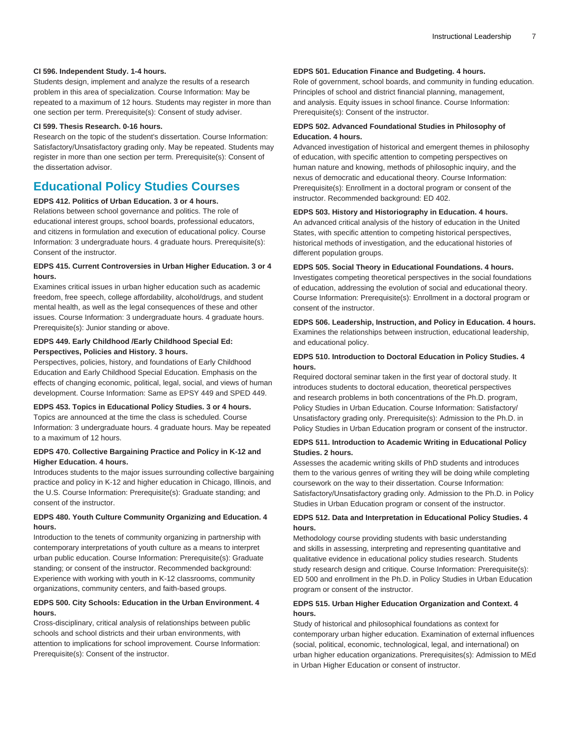**CI 596. Independent Study. 1-4 hours.**
Students design, implement and analyze the results of a research problem in this area of specialization. Course Information: May be repeated to a maximum of 12 hours. Students may register in more than one section per term. Prerequisite(s): Consent of study adviser.

**CI 599. Thesis Research. 0-16 hours.**
Research on the topic of the student's dissertation. Course Information: Satisfactory/Unsatisfactory grading only. May be repeated. Students may register in more than one section per term. Prerequisite(s): Consent of the dissertation advisor.

## Educational Policy Studies Courses

**EDPS 412. Politics of Urban Education. 3 or 4 hours.**
Relations between school governance and politics. The role of educational interest groups, school boards, professional educators, and citizens in formulation and execution of educational policy. Course Information: 3 undergraduate hours. 4 graduate hours. Prerequisite(s): Consent of the instructor.

**EDPS 415. Current Controversies in Urban Higher Education. 3 or 4 hours.**
Examines critical issues in urban higher education such as academic freedom, free speech, college affordability, alcohol/drugs, and student mental health, as well as the legal consequences of these and other issues. Course Information: 3 undergraduate hours. 4 graduate hours. Prerequisite(s): Junior standing or above.

**EDPS 449. Early Childhood /Early Childhood Special Ed: Perspectives, Policies and History. 3 hours.**
Perspectives, policies, history, and foundations of Early Childhood Education and Early Childhood Special Education. Emphasis on the effects of changing economic, political, legal, social, and views of human development. Course Information: Same as EPSY 449 and SPED 449.

**EDPS 453. Topics in Educational Policy Studies. 3 or 4 hours.**
Topics are announced at the time the class is scheduled. Course Information: 3 undergraduate hours. 4 graduate hours. May be repeated to a maximum of 12 hours.

**EDPS 470. Collective Bargaining Practice and Policy in K-12 and Higher Education. 4 hours.**
Introduces students to the major issues surrounding collective bargaining practice and policy in K-12 and higher education in Chicago, Illinois, and the U.S. Course Information: Prerequisite(s): Graduate standing; and consent of the instructor.

**EDPS 480. Youth Culture Community Organizing and Education. 4 hours.**
Introduction to the tenets of community organizing in partnership with contemporary interpretations of youth culture as a means to interpret urban public education. Course Information: Prerequisite(s): Graduate standing; or consent of the instructor. Recommended background: Experience with working with youth in K-12 classrooms, community organizations, community centers, and faith-based groups.

**EDPS 500. City Schools: Education in the Urban Environment. 4 hours.**
Cross-disciplinary, critical analysis of relationships between public schools and school districts and their urban environments, with attention to implications for school improvement. Course Information: Prerequisite(s): Consent of the instructor.

**EDPS 501. Education Finance and Budgeting. 4 hours.**
Role of government, school boards, and community in funding education. Principles of school and district financial planning, management, and analysis. Equity issues in school finance. Course Information: Prerequisite(s): Consent of the instructor.

**EDPS 502. Advanced Foundational Studies in Philosophy of Education. 4 hours.**
Advanced investigation of historical and emergent themes in philosophy of education, with specific attention to competing perspectives on human nature and knowing, methods of philosophic inquiry, and the nexus of democratic and educational theory. Course Information: Prerequisite(s): Enrollment in a doctoral program or consent of the instructor. Recommended background: ED 402.

**EDPS 503. History and Historiography in Education. 4 hours.**
An advanced critical analysis of the history of education in the United States, with specific attention to competing historical perspectives, historical methods of investigation, and the educational histories of different population groups.

**EDPS 505. Social Theory in Educational Foundations. 4 hours.**
Investigates competing theoretical perspectives in the social foundations of education, addressing the evolution of social and educational theory. Course Information: Prerequisite(s): Enrollment in a doctoral program or consent of the instructor.

**EDPS 506. Leadership, Instruction, and Policy in Education. 4 hours.**
Examines the relationships between instruction, educational leadership, and educational policy.

**EDPS 510. Introduction to Doctoral Education in Policy Studies. 4 hours.**
Required doctoral seminar taken in the first year of doctoral study. It introduces students to doctoral education, theoretical perspectives and research problems in both concentrations of the Ph.D. program, Policy Studies in Urban Education. Course Information: Satisfactory/Unsatisfactory grading only. Prerequisite(s): Admission to the Ph.D. in Policy Studies in Urban Education program or consent of the instructor.

**EDPS 511. Introduction to Academic Writing in Educational Policy Studies. 2 hours.**
Assesses the academic writing skills of PhD students and introduces them to the various genres of writing they will be doing while completing coursework on the way to their dissertation. Course Information: Satisfactory/Unsatisfactory grading only. Admission to the Ph.D. in Policy Studies in Urban Education program or consent of the instructor.

**EDPS 512. Data and Interpretation in Educational Policy Studies. 4 hours.**
Methodology course providing students with basic understanding and skills in assessing, interpreting and representing quantitative and qualitative evidence in educational policy studies research. Students study research design and critique. Course Information: Prerequisite(s): ED 500 and enrollment in the Ph.D. in Policy Studies in Urban Education program or consent of the instructor.

**EDPS 515. Urban Higher Education Organization and Context. 4 hours.**
Study of historical and philosophical foundations as context for contemporary urban higher education. Examination of external influences (social, political, economic, technological, legal, and international) on urban higher education organizations. Prerequisites(s): Admission to MEd in Urban Higher Education or consent of instructor.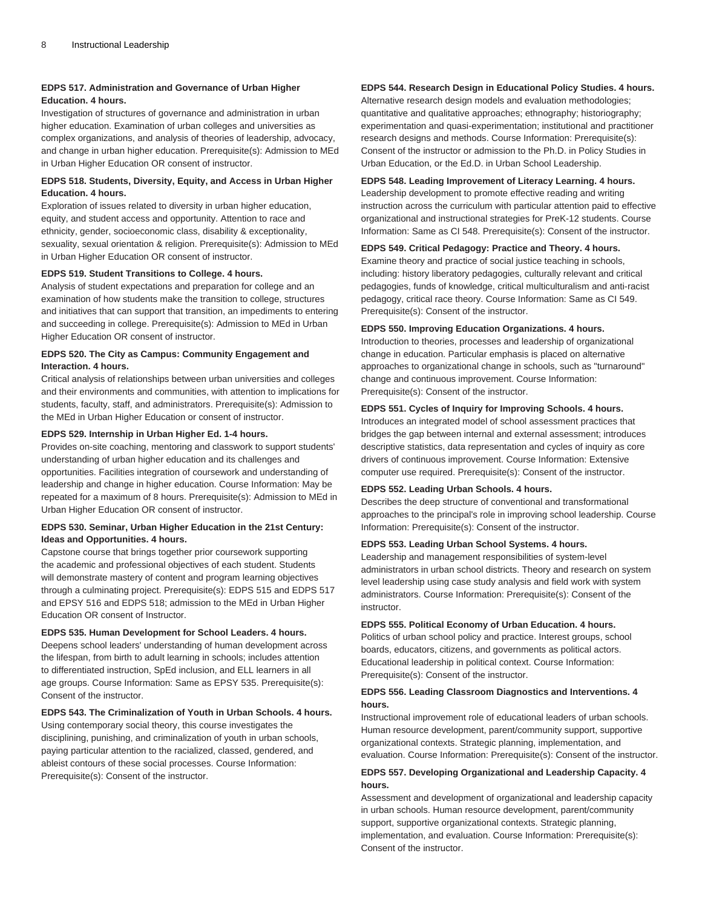**EDPS 517. Administration and Governance of Urban Higher Education. 4 hours.**
Investigation of structures of governance and administration in urban higher education. Examination of urban colleges and universities as complex organizations, and analysis of theories of leadership, advocacy, and change in urban higher education. Prerequisite(s): Admission to MEd in Urban Higher Education OR consent of instructor.

**EDPS 518. Students, Diversity, Equity, and Access in Urban Higher Education. 4 hours.**
Exploration of issues related to diversity in urban higher education, equity, and student access and opportunity. Attention to race and ethnicity, gender, socioeconomic class, disability & exceptionality, sexuality, sexual orientation & religion. Prerequisite(s): Admission to MEd in Urban Higher Education OR consent of instructor.

**EDPS 519. Student Transitions to College. 4 hours.**
Analysis of student expectations and preparation for college and an examination of how students make the transition to college, structures and initiatives that can support that transition, an impediments to entering and succeeding in college. Prerequisite(s): Admission to MEd in Urban Higher Education OR consent of instructor.

**EDPS 520. The City as Campus: Community Engagement and Interaction. 4 hours.**
Critical analysis of relationships between urban universities and colleges and their environments and communities, with attention to implications for students, faculty, staff, and administrators. Prerequisite(s): Admission to the MEd in Urban Higher Education or consent of instructor.

**EDPS 529. Internship in Urban Higher Ed. 1-4 hours.**
Provides on-site coaching, mentoring and classwork to support students' understanding of urban higher education and its challenges and opportunities. Facilities integration of coursework and understanding of leadership and change in higher education. Course Information: May be repeated for a maximum of 8 hours. Prerequisite(s): Admission to MEd in Urban Higher Education OR consent of instructor.

**EDPS 530. Seminar, Urban Higher Education in the 21st Century: Ideas and Opportunities. 4 hours.**
Capstone course that brings together prior coursework supporting the academic and professional objectives of each student. Students will demonstrate mastery of content and program learning objectives through a culminating project. Prerequisite(s): EDPS 515 and EDPS 517 and EPSY 516 and EDPS 518; admission to the MEd in Urban Higher Education OR consent of Instructor.

**EDPS 535. Human Development for School Leaders. 4 hours.**
Deepens school leaders' understanding of human development across the lifespan, from birth to adult learning in schools; includes attention to differentiated instruction, SpEd inclusion, and ELL learners in all age groups. Course Information: Same as EPSY 535. Prerequisite(s): Consent of the instructor.

**EDPS 543. The Criminalization of Youth in Urban Schools. 4 hours.**
Using contemporary social theory, this course investigates the disciplining, punishing, and criminalization of youth in urban schools, paying particular attention to the racialized, classed, gendered, and ableist contours of these social processes. Course Information: Prerequisite(s): Consent of the instructor.

**EDPS 544. Research Design in Educational Policy Studies. 4 hours.**
Alternative research design models and evaluation methodologies; quantitative and qualitative approaches; ethnography; historiography; experimentation and quasi-experimentation; institutional and practitioner research designs and methods. Course Information: Prerequisite(s): Consent of the instructor or admission to the Ph.D. in Policy Studies in Urban Education, or the Ed.D. in Urban School Leadership.

**EDPS 548. Leading Improvement of Literacy Learning. 4 hours.**
Leadership development to promote effective reading and writing instruction across the curriculum with particular attention paid to effective organizational and instructional strategies for PreK-12 students. Course Information: Same as CI 548. Prerequisite(s): Consent of the instructor.

**EDPS 549. Critical Pedagogy: Practice and Theory. 4 hours.**
Examine theory and practice of social justice teaching in schools, including: history liberatory pedagogies, culturally relevant and critical pedagogies, funds of knowledge, critical multiculturalism and anti-racist pedagogy, critical race theory. Course Information: Same as CI 549. Prerequisite(s): Consent of the instructor.

**EDPS 550. Improving Education Organizations. 4 hours.**
Introduction to theories, processes and leadership of organizational change in education. Particular emphasis is placed on alternative approaches to organizational change in schools, such as "turnaround" change and continuous improvement. Course Information: Prerequisite(s): Consent of the instructor.

**EDPS 551. Cycles of Inquiry for Improving Schools. 4 hours.**
Introduces an integrated model of school assessment practices that bridges the gap between internal and external assessment; introduces descriptive statistics, data representation and cycles of inquiry as core drivers of continuous improvement. Course Information: Extensive computer use required. Prerequisite(s): Consent of the instructor.

**EDPS 552. Leading Urban Schools. 4 hours.**
Describes the deep structure of conventional and transformational approaches to the principal's role in improving school leadership. Course Information: Prerequisite(s): Consent of the instructor.

**EDPS 553. Leading Urban School Systems. 4 hours.**
Leadership and management responsibilities of system-level administrators in urban school districts. Theory and research on system level leadership using case study analysis and field work with system administrators. Course Information: Prerequisite(s): Consent of the instructor.

**EDPS 555. Political Economy of Urban Education. 4 hours.**
Politics of urban school policy and practice. Interest groups, school boards, educators, citizens, and governments as political actors. Educational leadership in political context. Course Information: Prerequisite(s): Consent of the instructor.

**EDPS 556. Leading Classroom Diagnostics and Interventions. 4 hours.**
Instructional improvement role of educational leaders of urban schools. Human resource development, parent/community support, supportive organizational contexts. Strategic planning, implementation, and evaluation. Course Information: Prerequisite(s): Consent of the instructor.

**EDPS 557. Developing Organizational and Leadership Capacity. 4 hours.**
Assessment and development of organizational and leadership capacity in urban schools. Human resource development, parent/community support, supportive organizational contexts. Strategic planning, implementation, and evaluation. Course Information: Prerequisite(s): Consent of the instructor.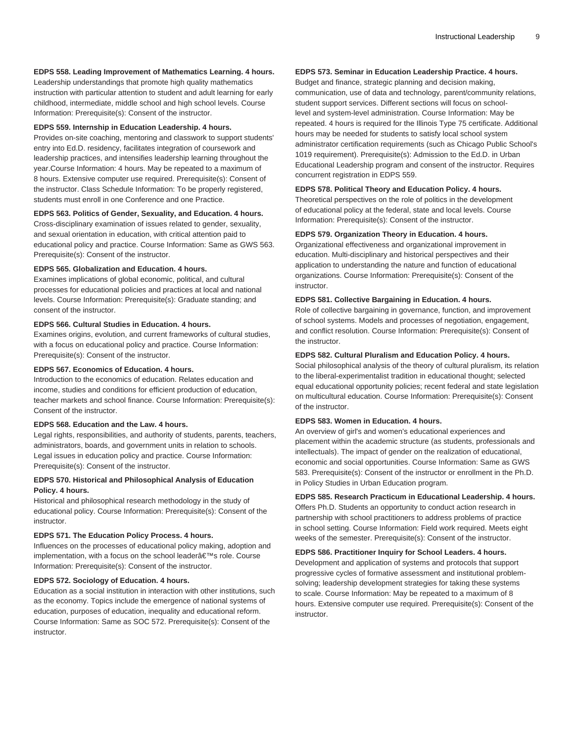**EDPS 558. Leading Improvement of Mathematics Learning. 4 hours.**
Leadership understandings that promote high quality mathematics instruction with particular attention to student and adult learning for early childhood, intermediate, middle school and high school levels. Course Information: Prerequisite(s): Consent of the instructor.

**EDPS 559. Internship in Education Leadership. 4 hours.**
Provides on-site coaching, mentoring and classwork to support students' entry into Ed.D. residency, facilitates integration of coursework and leadership practices, and intensifies leadership learning throughout the year.Course Information: 4 hours. May be repeated to a maximum of 8 hours. Extensive computer use required. Prerequisite(s): Consent of the instructor. Class Schedule Information: To be properly registered, students must enroll in one Conference and one Practice.

**EDPS 563. Politics of Gender, Sexuality, and Education. 4 hours.**
Cross-disciplinary examination of issues related to gender, sexuality, and sexual orientation in education, with critical attention paid to educational policy and practice. Course Information: Same as GWS 563. Prerequisite(s): Consent of the instructor.

**EDPS 565. Globalization and Education. 4 hours.**
Examines implications of global economic, political, and cultural processes for educational policies and practices at local and national levels. Course Information: Prerequisite(s): Graduate standing; and consent of the instructor.

**EDPS 566. Cultural Studies in Education. 4 hours.**
Examines origins, evolution, and current frameworks of cultural studies, with a focus on educational policy and practice. Course Information: Prerequisite(s): Consent of the instructor.

**EDPS 567. Economics of Education. 4 hours.**
Introduction to the economics of education. Relates education and income, studies and conditions for efficient production of education, teacher markets and school finance. Course Information: Prerequisite(s): Consent of the instructor.

**EDPS 568. Education and the Law. 4 hours.**
Legal rights, responsibilities, and authority of students, parents, teachers, administrators, boards, and government units in relation to schools. Legal issues in education policy and practice. Course Information: Prerequisite(s): Consent of the instructor.

**EDPS 570. Historical and Philosophical Analysis of Education Policy. 4 hours.**
Historical and philosophical research methodology in the study of educational policy. Course Information: Prerequisite(s): Consent of the instructor.

**EDPS 571. The Education Policy Process. 4 hours.**
Influences on the processes of educational policy making, adoption and implementation, with a focus on the school leaderâ€™s role. Course Information: Prerequisite(s): Consent of the instructor.

**EDPS 572. Sociology of Education. 4 hours.**
Education as a social institution in interaction with other institutions, such as the economy. Topics include the emergence of national systems of education, purposes of education, inequality and educational reform. Course Information: Same as SOC 572. Prerequisite(s): Consent of the instructor.

**EDPS 573. Seminar in Education Leadership Practice. 4 hours.**
Budget and finance, strategic planning and decision making, communication, use of data and technology, parent/community relations, student support services. Different sections will focus on school-level and system-level administration. Course Information: May be repeated. 4 hours is required for the Illinois Type 75 certificate. Additional hours may be needed for students to satisfy local school system administrator certification requirements (such as Chicago Public School's 1019 requirement). Prerequisite(s): Admission to the Ed.D. in Urban Educational Leadership program and consent of the instructor. Requires concurrent registration in EDPS 559.

**EDPS 578. Political Theory and Education Policy. 4 hours.**
Theoretical perspectives on the role of politics in the development of educational policy at the federal, state and local levels. Course Information: Prerequisite(s): Consent of the instructor.

**EDPS 579. Organization Theory in Education. 4 hours.**
Organizational effectiveness and organizational improvement in education. Multi-disciplinary and historical perspectives and their application to understanding the nature and function of educational organizations. Course Information: Prerequisite(s): Consent of the instructor.

**EDPS 581. Collective Bargaining in Education. 4 hours.**
Role of collective bargaining in governance, function, and improvement of school systems. Models and processes of negotiation, engagement, and conflict resolution. Course Information: Prerequisite(s): Consent of the instructor.

**EDPS 582. Cultural Pluralism and Education Policy. 4 hours.**
Social philosophical analysis of the theory of cultural pluralism, its relation to the liberal-experimentalist tradition in educational thought; selected equal educational opportunity policies; recent federal and state legislation on multicultural education. Course Information: Prerequisite(s): Consent of the instructor.

**EDPS 583. Women in Education. 4 hours.**
An overview of girl's and women's educational experiences and placement within the academic structure (as students, professionals and intellectuals). The impact of gender on the realization of educational, economic and social opportunities. Course Information: Same as GWS 583. Prerequisite(s): Consent of the instructor or enrollment in the Ph.D. in Policy Studies in Urban Education program.

**EDPS 585. Research Practicum in Educational Leadership. 4 hours.**
Offers Ph.D. Students an opportunity to conduct action research in partnership with school practitioners to address problems of practice in school setting. Course Information: Field work required. Meets eight weeks of the semester. Prerequisite(s): Consent of the instructor.

**EDPS 586. Practitioner Inquiry for School Leaders. 4 hours.**
Development and application of systems and protocols that support progressive cycles of formative assessment and institutional problem-solving; leadership development strategies for taking these systems to scale. Course Information: May be repeated to a maximum of 8 hours. Extensive computer use required. Prerequisite(s): Consent of the instructor.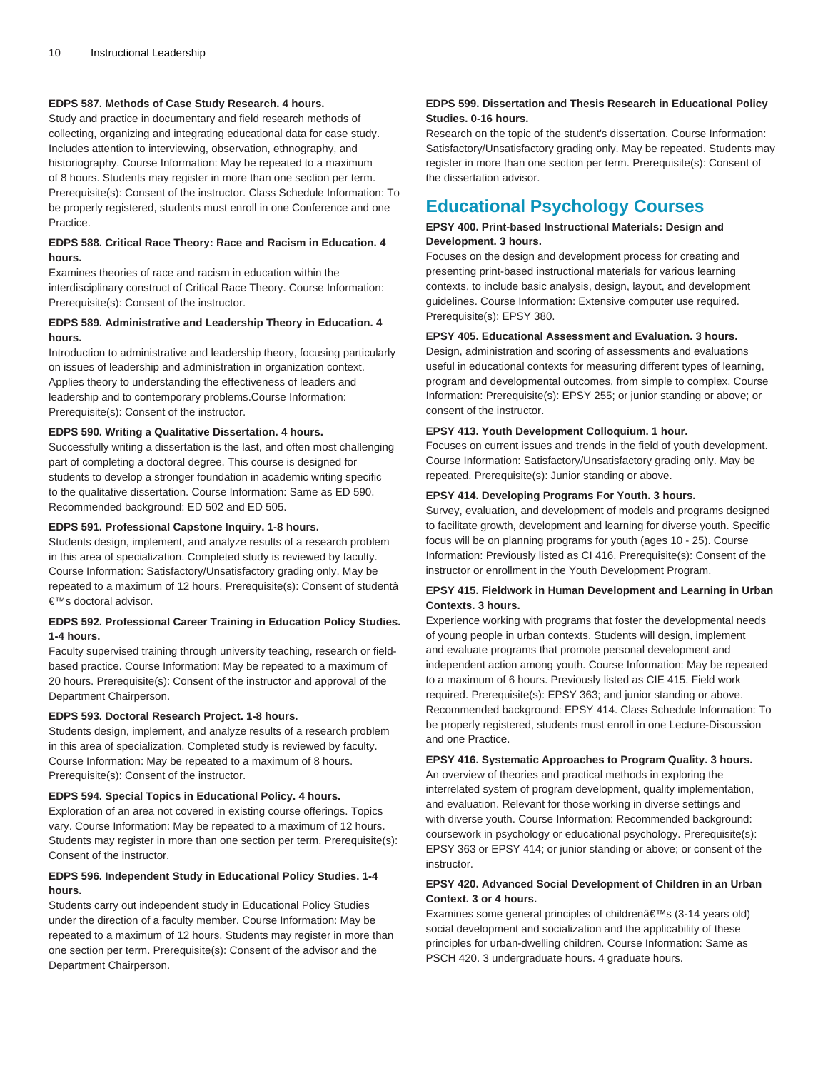**EDPS 587. Methods of Case Study Research. 4 hours.**
Study and practice in documentary and field research methods of collecting, organizing and integrating educational data for case study. Includes attention to interviewing, observation, ethnography, and historiography. Course Information: May be repeated to a maximum of 8 hours. Students may register in more than one section per term. Prerequisite(s): Consent of the instructor. Class Schedule Information: To be properly registered, students must enroll in one Conference and one Practice.

**EDPS 588. Critical Race Theory: Race and Racism in Education. 4 hours.**
Examines theories of race and racism in education within the interdisciplinary construct of Critical Race Theory. Course Information: Prerequisite(s): Consent of the instructor.

**EDPS 589. Administrative and Leadership Theory in Education. 4 hours.**
Introduction to administrative and leadership theory, focusing particularly on issues of leadership and administration in organization context. Applies theory to understanding the effectiveness of leaders and leadership and to contemporary problems.Course Information: Prerequisite(s): Consent of the instructor.

**EDPS 590. Writing a Qualitative Dissertation. 4 hours.**
Successfully writing a dissertation is the last, and often most challenging part of completing a doctoral degree. This course is designed for students to develop a stronger foundation in academic writing specific to the qualitative dissertation. Course Information: Same as ED 590. Recommended background: ED 502 and ED 505.

**EDPS 591. Professional Capstone Inquiry. 1-8 hours.**
Students design, implement, and analyze results of a research problem in this area of specialization. Completed study is reviewed by faculty. Course Information: Satisfactory/Unsatisfactory grading only. May be repeated to a maximum of 12 hours. Prerequisite(s): Consent of studentâ€™s doctoral advisor.

**EDPS 592. Professional Career Training in Education Policy Studies. 1-4 hours.**
Faculty supervised training through university teaching, research or field-based practice. Course Information: May be repeated to a maximum of 20 hours. Prerequisite(s): Consent of the instructor and approval of the Department Chairperson.

**EDPS 593. Doctoral Research Project. 1-8 hours.**
Students design, implement, and analyze results of a research problem in this area of specialization. Completed study is reviewed by faculty. Course Information: May be repeated to a maximum of 8 hours. Prerequisite(s): Consent of the instructor.

**EDPS 594. Special Topics in Educational Policy. 4 hours.**
Exploration of an area not covered in existing course offerings. Topics vary. Course Information: May be repeated to a maximum of 12 hours. Students may register in more than one section per term. Prerequisite(s): Consent of the instructor.

**EDPS 596. Independent Study in Educational Policy Studies. 1-4 hours.**
Students carry out independent study in Educational Policy Studies under the direction of a faculty member. Course Information: May be repeated to a maximum of 12 hours. Students may register in more than one section per term. Prerequisite(s): Consent of the advisor and the Department Chairperson.

**EDPS 599. Dissertation and Thesis Research in Educational Policy Studies. 0-16 hours.**
Research on the topic of the student's dissertation. Course Information: Satisfactory/Unsatisfactory grading only. May be repeated. Students may register in more than one section per term. Prerequisite(s): Consent of the dissertation advisor.

## Educational Psychology Courses

**EPSY 400. Print-based Instructional Materials: Design and Development. 3 hours.**
Focuses on the design and development process for creating and presenting print-based instructional materials for various learning contexts, to include basic analysis, design, layout, and development guidelines. Course Information: Extensive computer use required. Prerequisite(s): EPSY 380.

**EPSY 405. Educational Assessment and Evaluation. 3 hours.**
Design, administration and scoring of assessments and evaluations useful in educational contexts for measuring different types of learning, program and developmental outcomes, from simple to complex. Course Information: Prerequisite(s): EPSY 255; or junior standing or above; or consent of the instructor.

**EPSY 413. Youth Development Colloquium. 1 hour.**
Focuses on current issues and trends in the field of youth development. Course Information: Satisfactory/Unsatisfactory grading only. May be repeated. Prerequisite(s): Junior standing or above.

**EPSY 414. Developing Programs For Youth. 3 hours.**
Survey, evaluation, and development of models and programs designed to facilitate growth, development and learning for diverse youth. Specific focus will be on planning programs for youth (ages 10 - 25). Course Information: Previously listed as CI 416. Prerequisite(s): Consent of the instructor or enrollment in the Youth Development Program.

**EPSY 415. Fieldwork in Human Development and Learning in Urban Contexts. 3 hours.**
Experience working with programs that foster the developmental needs of young people in urban contexts. Students will design, implement and evaluate programs that promote personal development and independent action among youth. Course Information: May be repeated to a maximum of 6 hours. Previously listed as CIE 415. Field work required. Prerequisite(s): EPSY 363; and junior standing or above. Recommended background: EPSY 414. Class Schedule Information: To be properly registered, students must enroll in one Lecture-Discussion and one Practice.

**EPSY 416. Systematic Approaches to Program Quality. 3 hours.**
An overview of theories and practical methods in exploring the interrelated system of program development, quality implementation, and evaluation. Relevant for those working in diverse settings and with diverse youth. Course Information: Recommended background: coursework in psychology or educational psychology. Prerequisite(s): EPSY 363 or EPSY 414; or junior standing or above; or consent of the instructor.

**EPSY 420. Advanced Social Development of Children in an Urban Context. 3 or 4 hours.**
Examines some general principles of childrenâ€™s (3-14 years old) social development and socialization and the applicability of these principles for urban-dwelling children. Course Information: Same as PSCH 420. 3 undergraduate hours. 4 graduate hours.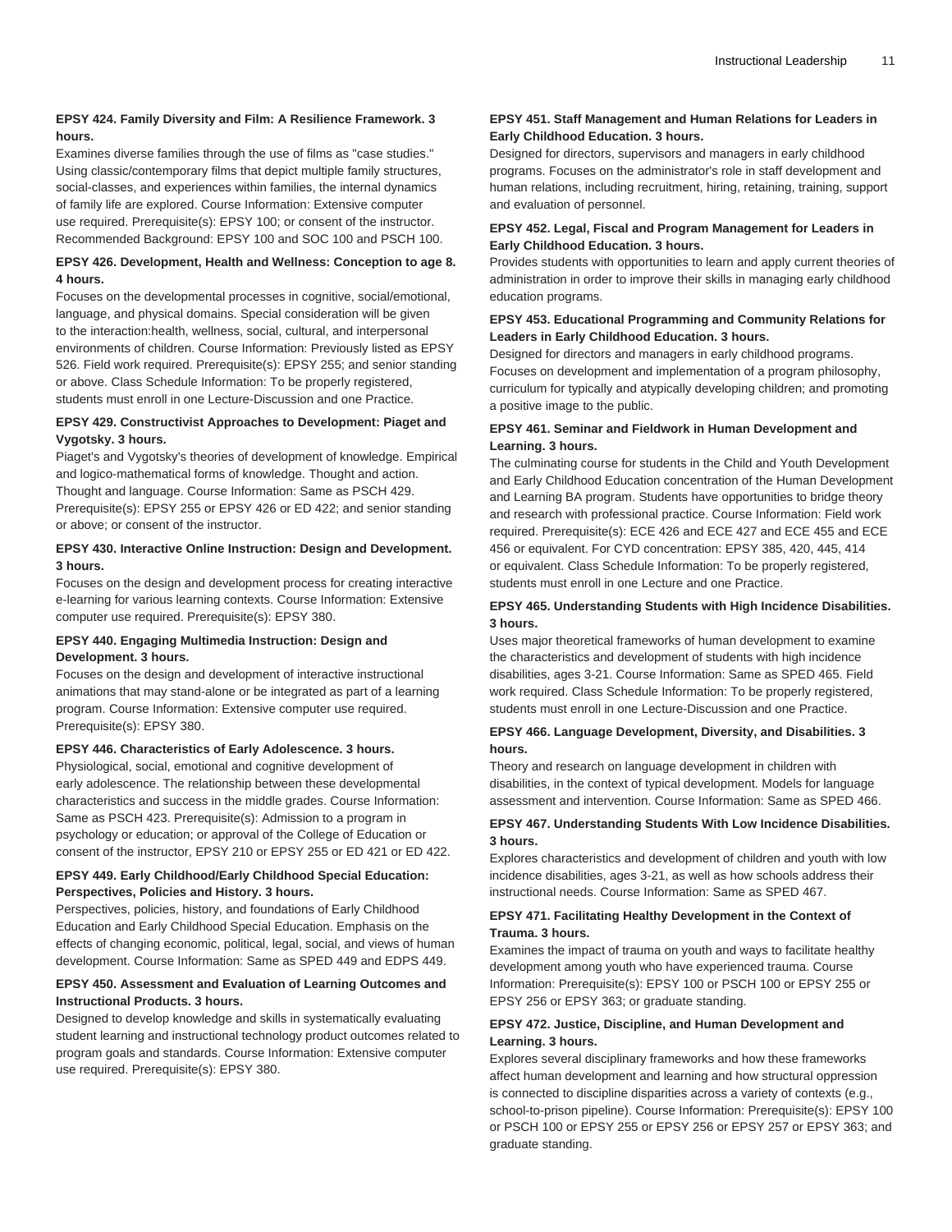**EPSY 424. Family Diversity and Film: A Resilience Framework. 3 hours.**

Examines diverse families through the use of films as "case studies." Using classic/contemporary films that depict multiple family structures, social-classes, and experiences within families, the internal dynamics of family life are explored. Course Information: Extensive computer use required. Prerequisite(s): EPSY 100; or consent of the instructor. Recommended Background: EPSY 100 and SOC 100 and PSCH 100.

**EPSY 426. Development, Health and Wellness: Conception to age 8. 4 hours.**

Focuses on the developmental processes in cognitive, social/emotional, language, and physical domains. Special consideration will be given to the interaction:health, wellness, social, cultural, and interpersonal environments of children. Course Information: Previously listed as EPSY 526. Field work required. Prerequisite(s): EPSY 255; and senior standing or above. Class Schedule Information: To be properly registered, students must enroll in one Lecture-Discussion and one Practice.

**EPSY 429. Constructivist Approaches to Development: Piaget and Vygotsky. 3 hours.**

Piaget's and Vygotsky's theories of development of knowledge. Empirical and logico-mathematical forms of knowledge. Thought and action. Thought and language. Course Information: Same as PSCH 429. Prerequisite(s): EPSY 255 or EPSY 426 or ED 422; and senior standing or above; or consent of the instructor.

**EPSY 430. Interactive Online Instruction: Design and Development. 3 hours.**

Focuses on the design and development process for creating interactive e-learning for various learning contexts. Course Information: Extensive computer use required. Prerequisite(s): EPSY 380.

**EPSY 440. Engaging Multimedia Instruction: Design and Development. 3 hours.**

Focuses on the design and development of interactive instructional animations that may stand-alone or be integrated as part of a learning program. Course Information: Extensive computer use required. Prerequisite(s): EPSY 380.

**EPSY 446. Characteristics of Early Adolescence. 3 hours.**

Physiological, social, emotional and cognitive development of early adolescence. The relationship between these developmental characteristics and success in the middle grades. Course Information: Same as PSCH 423. Prerequisite(s): Admission to a program in psychology or education; or approval of the College of Education or consent of the instructor, EPSY 210 or EPSY 255 or ED 421 or ED 422.

**EPSY 449. Early Childhood/Early Childhood Special Education: Perspectives, Policies and History. 3 hours.**

Perspectives, policies, history, and foundations of Early Childhood Education and Early Childhood Special Education. Emphasis on the effects of changing economic, political, legal, social, and views of human development. Course Information: Same as SPED 449 and EDPS 449.

**EPSY 450. Assessment and Evaluation of Learning Outcomes and Instructional Products. 3 hours.**

Designed to develop knowledge and skills in systematically evaluating student learning and instructional technology product outcomes related to program goals and standards. Course Information: Extensive computer use required. Prerequisite(s): EPSY 380.

**EPSY 451. Staff Management and Human Relations for Leaders in Early Childhood Education. 3 hours.**

Designed for directors, supervisors and managers in early childhood programs. Focuses on the administrator's role in staff development and human relations, including recruitment, hiring, retaining, training, support and evaluation of personnel.

**EPSY 452. Legal, Fiscal and Program Management for Leaders in Early Childhood Education. 3 hours.**

Provides students with opportunities to learn and apply current theories of administration in order to improve their skills in managing early childhood education programs.

**EPSY 453. Educational Programming and Community Relations for Leaders in Early Childhood Education. 3 hours.**

Designed for directors and managers in early childhood programs. Focuses on development and implementation of a program philosophy, curriculum for typically and atypically developing children; and promoting a positive image to the public.

**EPSY 461. Seminar and Fieldwork in Human Development and Learning. 3 hours.**

The culminating course for students in the Child and Youth Development and Early Childhood Education concentration of the Human Development and Learning BA program. Students have opportunities to bridge theory and research with professional practice. Course Information: Field work required. Prerequisite(s): ECE 426 and ECE 427 and ECE 455 and ECE 456 or equivalent. For CYD concentration: EPSY 385, 420, 445, 414 or equivalent. Class Schedule Information: To be properly registered, students must enroll in one Lecture and one Practice.

**EPSY 465. Understanding Students with High Incidence Disabilities. 3 hours.**

Uses major theoretical frameworks of human development to examine the characteristics and development of students with high incidence disabilities, ages 3-21. Course Information: Same as SPED 465. Field work required. Class Schedule Information: To be properly registered, students must enroll in one Lecture-Discussion and one Practice.

**EPSY 466. Language Development, Diversity, and Disabilities. 3 hours.**

Theory and research on language development in children with disabilities, in the context of typical development. Models for language assessment and intervention. Course Information: Same as SPED 466.

**EPSY 467. Understanding Students With Low Incidence Disabilities. 3 hours.**

Explores characteristics and development of children and youth with low incidence disabilities, ages 3-21, as well as how schools address their instructional needs. Course Information: Same as SPED 467.

**EPSY 471. Facilitating Healthy Development in the Context of Trauma. 3 hours.**

Examines the impact of trauma on youth and ways to facilitate healthy development among youth who have experienced trauma. Course Information: Prerequisite(s): EPSY 100 or PSCH 100 or EPSY 255 or EPSY 256 or EPSY 363; or graduate standing.

**EPSY 472. Justice, Discipline, and Human Development and Learning. 3 hours.**

Explores several disciplinary frameworks and how these frameworks affect human development and learning and how structural oppression is connected to discipline disparities across a variety of contexts (e.g., school-to-prison pipeline). Course Information: Prerequisite(s): EPSY 100 or PSCH 100 or EPSY 255 or EPSY 256 or EPSY 257 or EPSY 363; and graduate standing.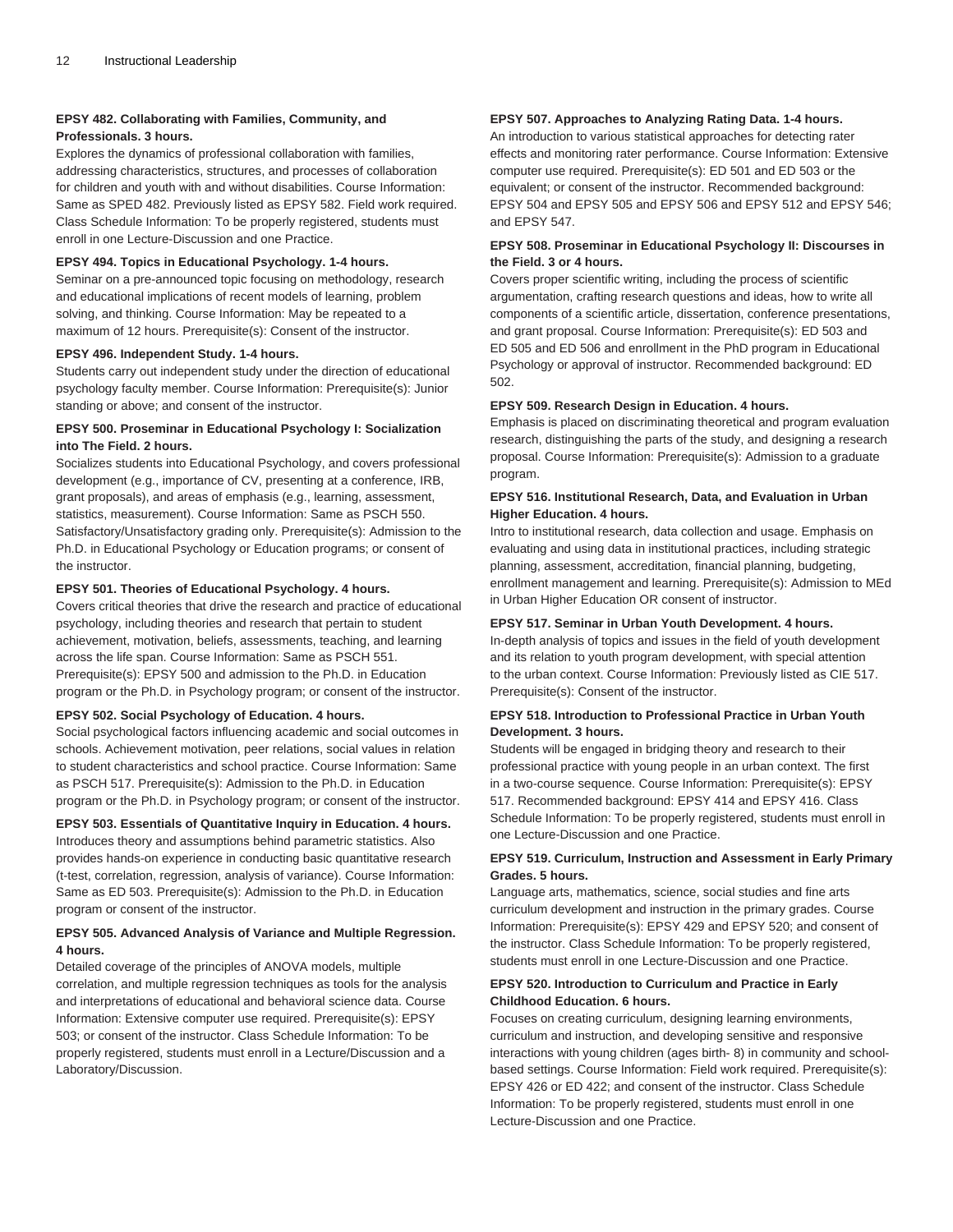**EPSY 482. Collaborating with Families, Community, and Professionals. 3 hours.**

Explores the dynamics of professional collaboration with families, addressing characteristics, structures, and processes of collaboration for children and youth with and without disabilities. Course Information: Same as SPED 482. Previously listed as EPSY 582. Field work required. Class Schedule Information: To be properly registered, students must enroll in one Lecture-Discussion and one Practice.

**EPSY 494. Topics in Educational Psychology. 1-4 hours.**

Seminar on a pre-announced topic focusing on methodology, research and educational implications of recent models of learning, problem solving, and thinking. Course Information: May be repeated to a maximum of 12 hours. Prerequisite(s): Consent of the instructor.

**EPSY 496. Independent Study. 1-4 hours.**

Students carry out independent study under the direction of educational psychology faculty member. Course Information: Prerequisite(s): Junior standing or above; and consent of the instructor.

**EPSY 500. Proseminar in Educational Psychology I: Socialization into The Field. 2 hours.**

Socializes students into Educational Psychology, and covers professional development (e.g., importance of CV, presenting at a conference, IRB, grant proposals), and areas of emphasis (e.g., learning, assessment, statistics, measurement). Course Information: Same as PSCH 550. Satisfactory/Unsatisfactory grading only. Prerequisite(s): Admission to the Ph.D. in Educational Psychology or Education programs; or consent of the instructor.

**EPSY 501. Theories of Educational Psychology. 4 hours.**

Covers critical theories that drive the research and practice of educational psychology, including theories and research that pertain to student achievement, motivation, beliefs, assessments, teaching, and learning across the life span. Course Information: Same as PSCH 551. Prerequisite(s): EPSY 500 and admission to the Ph.D. in Education program or the Ph.D. in Psychology program; or consent of the instructor.

**EPSY 502. Social Psychology of Education. 4 hours.**

Social psychological factors influencing academic and social outcomes in schools. Achievement motivation, peer relations, social values in relation to student characteristics and school practice. Course Information: Same as PSCH 517. Prerequisite(s): Admission to the Ph.D. in Education program or the Ph.D. in Psychology program; or consent of the instructor.

**EPSY 503. Essentials of Quantitative Inquiry in Education. 4 hours.**

Introduces theory and assumptions behind parametric statistics. Also provides hands-on experience in conducting basic quantitative research (t-test, correlation, regression, analysis of variance). Course Information: Same as ED 503. Prerequisite(s): Admission to the Ph.D. in Education program or consent of the instructor.

**EPSY 505. Advanced Analysis of Variance and Multiple Regression. 4 hours.**

Detailed coverage of the principles of ANOVA models, multiple correlation, and multiple regression techniques as tools for the analysis and interpretations of educational and behavioral science data. Course Information: Extensive computer use required. Prerequisite(s): EPSY 503; or consent of the instructor. Class Schedule Information: To be properly registered, students must enroll in a Lecture/Discussion and a Laboratory/Discussion.

**EPSY 507. Approaches to Analyzing Rating Data. 1-4 hours.**

An introduction to various statistical approaches for detecting rater effects and monitoring rater performance. Course Information: Extensive computer use required. Prerequisite(s): ED 501 and ED 503 or the equivalent; or consent of the instructor. Recommended background: EPSY 504 and EPSY 505 and EPSY 506 and EPSY 512 and EPSY 546; and EPSY 547.

**EPSY 508. Proseminar in Educational Psychology II: Discourses in the Field. 3 or 4 hours.**

Covers proper scientific writing, including the process of scientific argumentation, crafting research questions and ideas, how to write all components of a scientific article, dissertation, conference presentations, and grant proposal. Course Information: Prerequisite(s): ED 503 and ED 505 and ED 506 and enrollment in the PhD program in Educational Psychology or approval of instructor. Recommended background: ED 502.

**EPSY 509. Research Design in Education. 4 hours.**

Emphasis is placed on discriminating theoretical and program evaluation research, distinguishing the parts of the study, and designing a research proposal. Course Information: Prerequisite(s): Admission to a graduate program.

**EPSY 516. Institutional Research, Data, and Evaluation in Urban Higher Education. 4 hours.**

Intro to institutional research, data collection and usage. Emphasis on evaluating and using data in institutional practices, including strategic planning, assessment, accreditation, financial planning, budgeting, enrollment management and learning. Prerequisite(s): Admission to MEd in Urban Higher Education OR consent of instructor.

**EPSY 517. Seminar in Urban Youth Development. 4 hours.**

In-depth analysis of topics and issues in the field of youth development and its relation to youth program development, with special attention to the urban context. Course Information: Previously listed as CIE 517. Prerequisite(s): Consent of the instructor.

**EPSY 518. Introduction to Professional Practice in Urban Youth Development. 3 hours.**

Students will be engaged in bridging theory and research to their professional practice with young people in an urban context. The first in a two-course sequence. Course Information: Prerequisite(s): EPSY 517. Recommended background: EPSY 414 and EPSY 416. Class Schedule Information: To be properly registered, students must enroll in one Lecture-Discussion and one Practice.

**EPSY 519. Curriculum, Instruction and Assessment in Early Primary Grades. 5 hours.**

Language arts, mathematics, science, social studies and fine arts curriculum development and instruction in the primary grades. Course Information: Prerequisite(s): EPSY 429 and EPSY 520; and consent of the instructor. Class Schedule Information: To be properly registered, students must enroll in one Lecture-Discussion and one Practice.

**EPSY 520. Introduction to Curriculum and Practice in Early Childhood Education. 6 hours.**

Focuses on creating curriculum, designing learning environments, curriculum and instruction, and developing sensitive and responsive interactions with young children (ages birth- 8) in community and school-based settings. Course Information: Field work required. Prerequisite(s): EPSY 426 or ED 422; and consent of the instructor. Class Schedule Information: To be properly registered, students must enroll in one Lecture-Discussion and one Practice.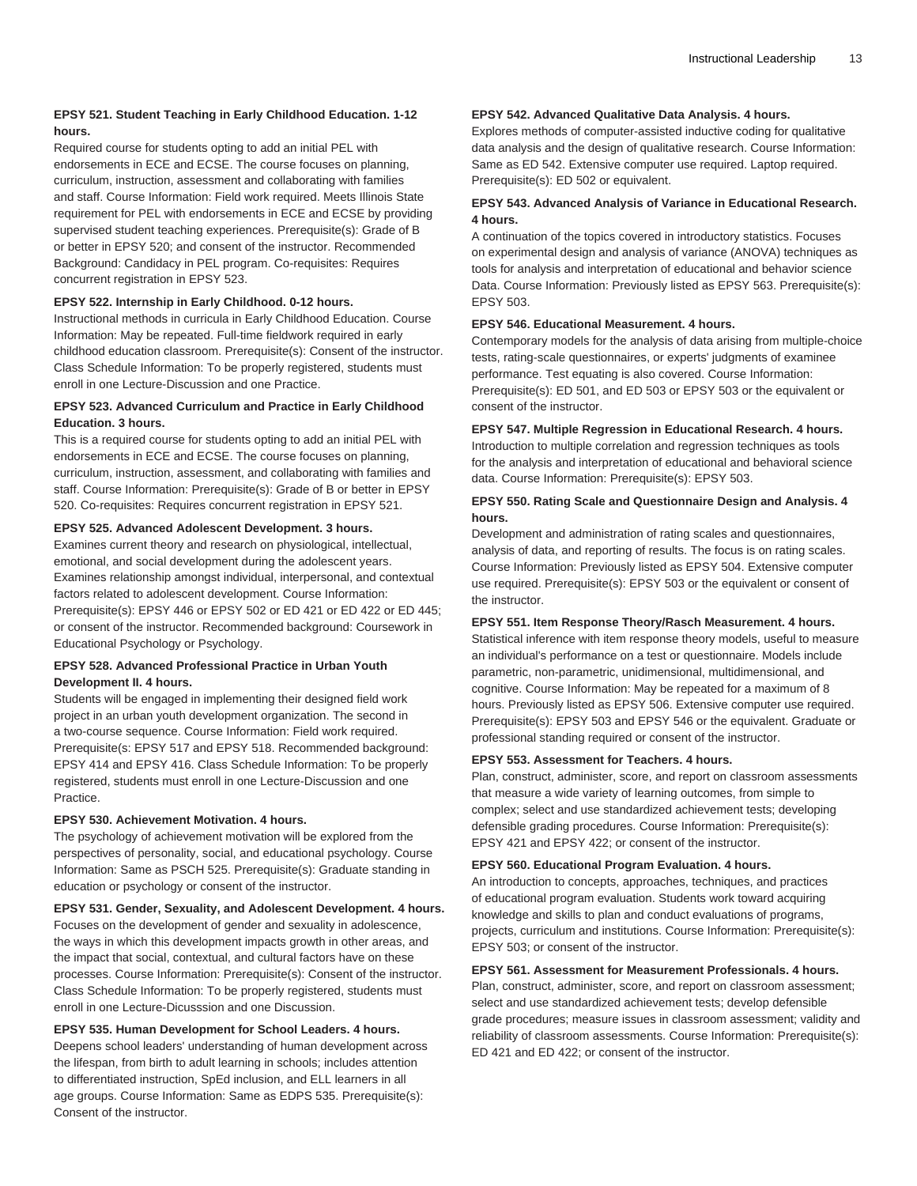**EPSY 521. Student Teaching in Early Childhood Education. 1-12 hours.**

Required course for students opting to add an initial PEL with endorsements in ECE and ECSE. The course focuses on planning, curriculum, instruction, assessment and collaborating with families and staff. Course Information: Field work required. Meets Illinois State requirement for PEL with endorsements in ECE and ECSE by providing supervised student teaching experiences. Prerequisite(s): Grade of B or better in EPSY 520; and consent of the instructor. Recommended Background: Candidacy in PEL program. Co-requisites: Requires concurrent registration in EPSY 523.

**EPSY 522. Internship in Early Childhood. 0-12 hours.**

Instructional methods in curricula in Early Childhood Education. Course Information: May be repeated. Full-time fieldwork required in early childhood education classroom. Prerequisite(s): Consent of the instructor. Class Schedule Information: To be properly registered, students must enroll in one Lecture-Discussion and one Practice.

**EPSY 523. Advanced Curriculum and Practice in Early Childhood Education. 3 hours.**

This is a required course for students opting to add an initial PEL with endorsements in ECE and ECSE. The course focuses on planning, curriculum, instruction, assessment, and collaborating with families and staff. Course Information: Prerequisite(s): Grade of B or better in EPSY 520. Co-requisites: Requires concurrent registration in EPSY 521.

**EPSY 525. Advanced Adolescent Development. 3 hours.**

Examines current theory and research on physiological, intellectual, emotional, and social development during the adolescent years. Examines relationship amongst individual, interpersonal, and contextual factors related to adolescent development. Course Information: Prerequisite(s): EPSY 446 or EPSY 502 or ED 421 or ED 422 or ED 445; or consent of the instructor. Recommended background: Coursework in Educational Psychology or Psychology.

**EPSY 528. Advanced Professional Practice in Urban Youth Development II. 4 hours.**

Students will be engaged in implementing their designed field work project in an urban youth development organization. The second in a two-course sequence. Course Information: Field work required. Prerequisite(s: EPSY 517 and EPSY 518. Recommended background: EPSY 414 and EPSY 416. Class Schedule Information: To be properly registered, students must enroll in one Lecture-Discussion and one Practice.

**EPSY 530. Achievement Motivation. 4 hours.**

The psychology of achievement motivation will be explored from the perspectives of personality, social, and educational psychology. Course Information: Same as PSCH 525. Prerequisite(s): Graduate standing in education or psychology or consent of the instructor.

**EPSY 531. Gender, Sexuality, and Adolescent Development. 4 hours.**

Focuses on the development of gender and sexuality in adolescence, the ways in which this development impacts growth in other areas, and the impact that social, contextual, and cultural factors have on these processes. Course Information: Prerequisite(s): Consent of the instructor. Class Schedule Information: To be properly registered, students must enroll in one Lecture-Dicusssion and one Discussion.

**EPSY 535. Human Development for School Leaders. 4 hours.**

Deepens school leaders' understanding of human development across the lifespan, from birth to adult learning in schools; includes attention to differentiated instruction, SpEd inclusion, and ELL learners in all age groups. Course Information: Same as EDPS 535. Prerequisite(s): Consent of the instructor.

**EPSY 542. Advanced Qualitative Data Analysis. 4 hours.**

Explores methods of computer-assisted inductive coding for qualitative data analysis and the design of qualitative research. Course Information: Same as ED 542. Extensive computer use required. Laptop required. Prerequisite(s): ED 502 or equivalent.

**EPSY 543. Advanced Analysis of Variance in Educational Research. 4 hours.**

A continuation of the topics covered in introductory statistics. Focuses on experimental design and analysis of variance (ANOVA) techniques as tools for analysis and interpretation of educational and behavior science Data. Course Information: Previously listed as EPSY 563. Prerequisite(s): EPSY 503.

**EPSY 546. Educational Measurement. 4 hours.**

Contemporary models for the analysis of data arising from multiple-choice tests, rating-scale questionnaires, or experts' judgments of examinee performance. Test equating is also covered. Course Information: Prerequisite(s): ED 501, and ED 503 or EPSY 503 or the equivalent or consent of the instructor.

**EPSY 547. Multiple Regression in Educational Research. 4 hours.**

Introduction to multiple correlation and regression techniques as tools for the analysis and interpretation of educational and behavioral science data. Course Information: Prerequisite(s): EPSY 503.

**EPSY 550. Rating Scale and Questionnaire Design and Analysis. 4 hours.**

Development and administration of rating scales and questionnaires, analysis of data, and reporting of results. The focus is on rating scales. Course Information: Previously listed as EPSY 504. Extensive computer use required. Prerequisite(s): EPSY 503 or the equivalent or consent of the instructor.

**EPSY 551. Item Response Theory/Rasch Measurement. 4 hours.**

Statistical inference with item response theory models, useful to measure an individual's performance on a test or questionnaire. Models include parametric, non-parametric, unidimensional, multidimensional, and cognitive. Course Information: May be repeated for a maximum of 8 hours. Previously listed as EPSY 506. Extensive computer use required. Prerequisite(s): EPSY 503 and EPSY 546 or the equivalent. Graduate or professional standing required or consent of the instructor.

**EPSY 553. Assessment for Teachers. 4 hours.**

Plan, construct, administer, score, and report on classroom assessments that measure a wide variety of learning outcomes, from simple to complex; select and use standardized achievement tests; developing defensible grading procedures. Course Information: Prerequisite(s): EPSY 421 and EPSY 422; or consent of the instructor.

**EPSY 560. Educational Program Evaluation. 4 hours.**

An introduction to concepts, approaches, techniques, and practices of educational program evaluation. Students work toward acquiring knowledge and skills to plan and conduct evaluations of programs, projects, curriculum and institutions. Course Information: Prerequisite(s): EPSY 503; or consent of the instructor.

**EPSY 561. Assessment for Measurement Professionals. 4 hours.**

Plan, construct, administer, score, and report on classroom assessment; select and use standardized achievement tests; develop defensible grade procedures; measure issues in classroom assessment; validity and reliability of classroom assessments. Course Information: Prerequisite(s): ED 421 and ED 422; or consent of the instructor.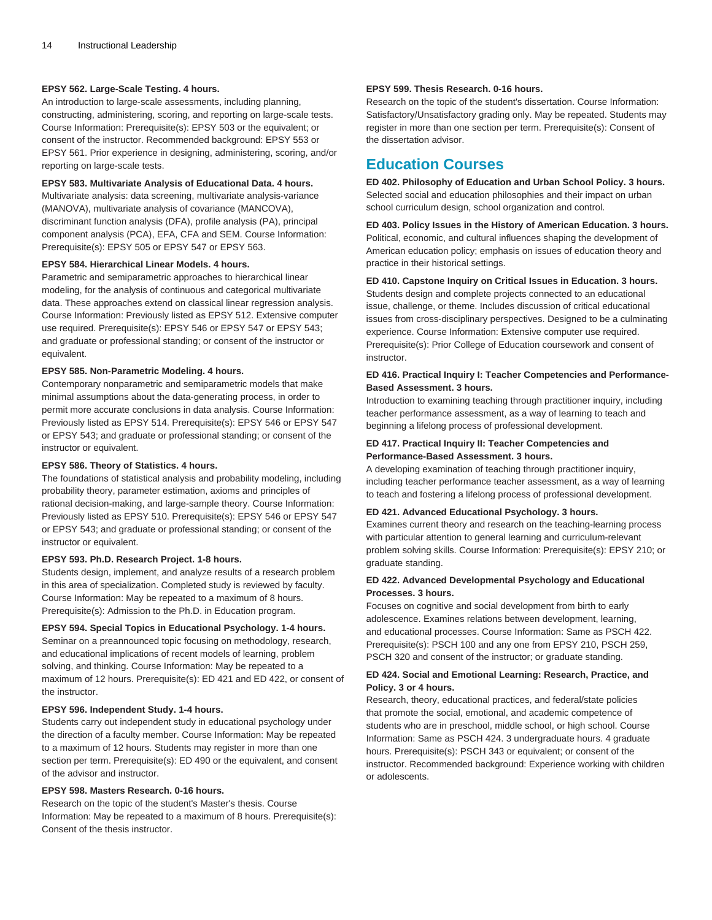**EPSY 562. Large-Scale Testing. 4 hours.**
An introduction to large-scale assessments, including planning, constructing, administering, scoring, and reporting on large-scale tests. Course Information: Prerequisite(s): EPSY 503 or the equivalent; or consent of the instructor. Recommended background: EPSY 553 or EPSY 561. Prior experience in designing, administering, scoring, and/or reporting on large-scale tests.

**EPSY 583. Multivariate Analysis of Educational Data. 4 hours.**
Multivariate analysis: data screening, multivariate analysis-variance (MANOVA), multivariate analysis of covariance (MANCOVA), discriminant function analysis (DFA), profile analysis (PA), principal component analysis (PCA), EFA, CFA and SEM. Course Information: Prerequisite(s): EPSY 505 or EPSY 547 or EPSY 563.

**EPSY 584. Hierarchical Linear Models. 4 hours.**
Parametric and semiparametric approaches to hierarchical linear modeling, for the analysis of continuous and categorical multivariate data. These approaches extend on classical linear regression analysis. Course Information: Previously listed as EPSY 512. Extensive computer use required. Prerequisite(s): EPSY 546 or EPSY 547 or EPSY 543; and graduate or professional standing; or consent of the instructor or equivalent.

**EPSY 585. Non-Parametric Modeling. 4 hours.**
Contemporary nonparametric and semiparametric models that make minimal assumptions about the data-generating process, in order to permit more accurate conclusions in data analysis. Course Information: Previously listed as EPSY 514. Prerequisite(s): EPSY 546 or EPSY 547 or EPSY 543; and graduate or professional standing; or consent of the instructor or equivalent.

**EPSY 586. Theory of Statistics. 4 hours.**
The foundations of statistical analysis and probability modeling, including probability theory, parameter estimation, axioms and principles of rational decision-making, and large-sample theory. Course Information: Previously listed as EPSY 510. Prerequisite(s): EPSY 546 or EPSY 547 or EPSY 543; and graduate or professional standing; or consent of the instructor or equivalent.

**EPSY 593. Ph.D. Research Project. 1-8 hours.**
Students design, implement, and analyze results of a research problem in this area of specialization. Completed study is reviewed by faculty. Course Information: May be repeated to a maximum of 8 hours. Prerequisite(s): Admission to the Ph.D. in Education program.

**EPSY 594. Special Topics in Educational Psychology. 1-4 hours.**
Seminar on a preannounced topic focusing on methodology, research, and educational implications of recent models of learning, problem solving, and thinking. Course Information: May be repeated to a maximum of 12 hours. Prerequisite(s): ED 421 and ED 422, or consent of the instructor.

**EPSY 596. Independent Study. 1-4 hours.**
Students carry out independent study in educational psychology under the direction of a faculty member. Course Information: May be repeated to a maximum of 12 hours. Students may register in more than one section per term. Prerequisite(s): ED 490 or the equivalent, and consent of the advisor and instructor.

**EPSY 598. Masters Research. 0-16 hours.**
Research on the topic of the student's Master's thesis. Course Information: May be repeated to a maximum of 8 hours. Prerequisite(s): Consent of the thesis instructor.

**EPSY 599. Thesis Research. 0-16 hours.**
Research on the topic of the student's dissertation. Course Information: Satisfactory/Unsatisfactory grading only. May be repeated. Students may register in more than one section per term. Prerequisite(s): Consent of the dissertation advisor.

## Education Courses

**ED 402. Philosophy of Education and Urban School Policy. 3 hours.**
Selected social and education philosophies and their impact on urban school curriculum design, school organization and control.

**ED 403. Policy Issues in the History of American Education. 3 hours.**
Political, economic, and cultural influences shaping the development of American education policy; emphasis on issues of education theory and practice in their historical settings.

**ED 410. Capstone Inquiry on Critical Issues in Education. 3 hours.**
Students design and complete projects connected to an educational issue, challenge, or theme. Includes discussion of critical educational issues from cross-disciplinary perspectives. Designed to be a culminating experience. Course Information: Extensive computer use required. Prerequisite(s): Prior College of Education coursework and consent of instructor.

**ED 416. Practical Inquiry I: Teacher Competencies and Performance-Based Assessment. 3 hours.**
Introduction to examining teaching through practitioner inquiry, including teacher performance assessment, as a way of learning to teach and beginning a lifelong process of professional development.

**ED 417. Practical Inquiry II: Teacher Competencies and Performance-Based Assessment. 3 hours.**
A developing examination of teaching through practitioner inquiry, including teacher performance teacher assessment, as a way of learning to teach and fostering a lifelong process of professional development.

**ED 421. Advanced Educational Psychology. 3 hours.**
Examines current theory and research on the teaching-learning process with particular attention to general learning and curriculum-relevant problem solving skills. Course Information: Prerequisite(s): EPSY 210; or graduate standing.

**ED 422. Advanced Developmental Psychology and Educational Processes. 3 hours.**
Focuses on cognitive and social development from birth to early adolescence. Examines relations between development, learning, and educational processes. Course Information: Same as PSCH 422. Prerequisite(s): PSCH 100 and any one from EPSY 210, PSCH 259, PSCH 320 and consent of the instructor; or graduate standing.

**ED 424. Social and Emotional Learning: Research, Practice, and Policy. 3 or 4 hours.**
Research, theory, educational practices, and federal/state policies that promote the social, emotional, and academic competence of students who are in preschool, middle school, or high school. Course Information: Same as PSCH 424. 3 undergraduate hours. 4 graduate hours. Prerequisite(s): PSCH 343 or equivalent; or consent of the instructor. Recommended background: Experience working with children or adolescents.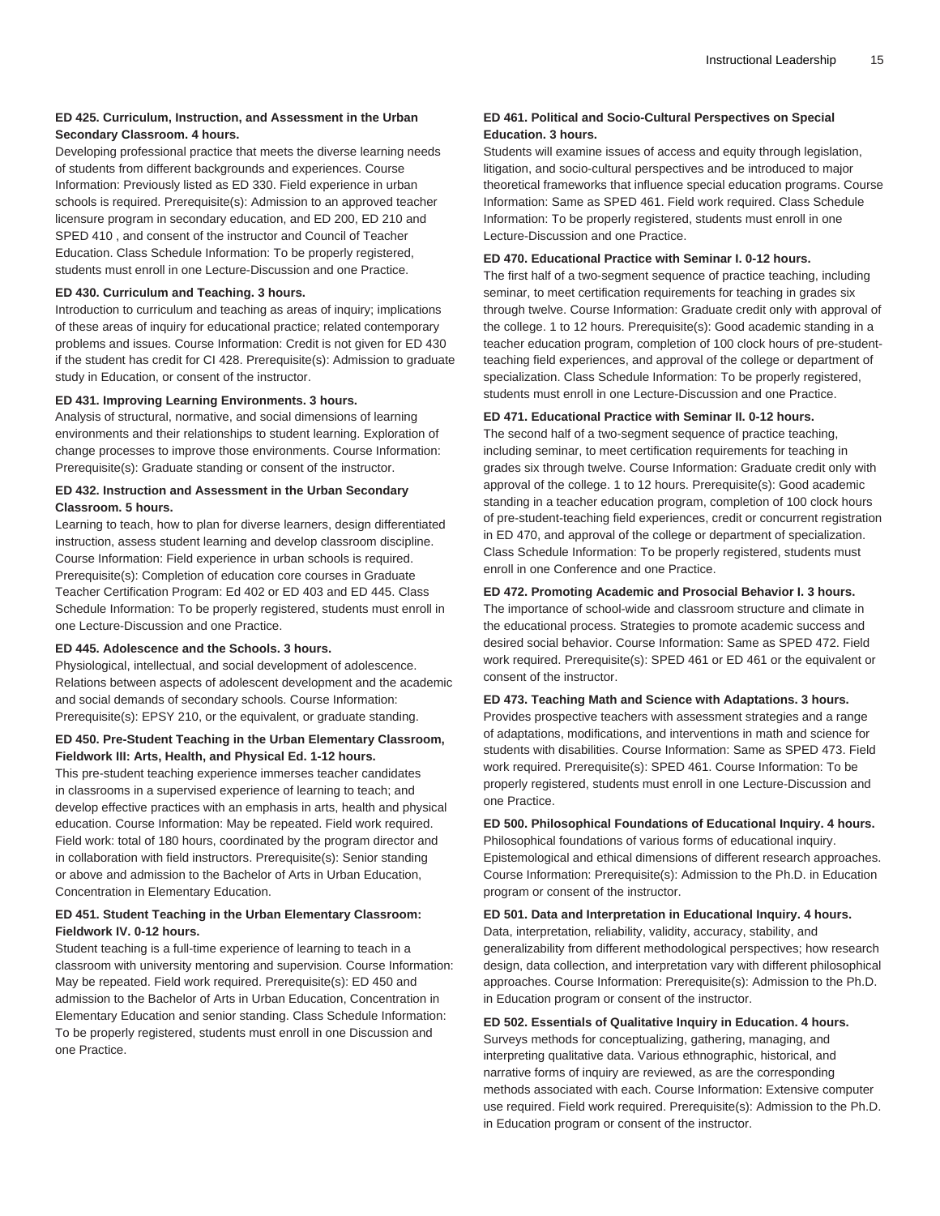**ED 425. Curriculum, Instruction, and Assessment in the Urban Secondary Classroom. 4 hours.**

Developing professional practice that meets the diverse learning needs of students from different backgrounds and experiences. Course Information: Previously listed as ED 330. Field experience in urban schools is required. Prerequisite(s): Admission to an approved teacher licensure program in secondary education, and ED 200, ED 210 and SPED 410 , and consent of the instructor and Council of Teacher Education. Class Schedule Information: To be properly registered, students must enroll in one Lecture-Discussion and one Practice.

**ED 430. Curriculum and Teaching. 3 hours.**

Introduction to curriculum and teaching as areas of inquiry; implications of these areas of inquiry for educational practice; related contemporary problems and issues. Course Information: Credit is not given for ED 430 if the student has credit for CI 428. Prerequisite(s): Admission to graduate study in Education, or consent of the instructor.

**ED 431. Improving Learning Environments. 3 hours.**

Analysis of structural, normative, and social dimensions of learning environments and their relationships to student learning. Exploration of change processes to improve those environments. Course Information: Prerequisite(s): Graduate standing or consent of the instructor.

**ED 432. Instruction and Assessment in the Urban Secondary Classroom. 5 hours.**

Learning to teach, how to plan for diverse learners, design differentiated instruction, assess student learning and develop classroom discipline. Course Information: Field experience in urban schools is required. Prerequisite(s): Completion of education core courses in Graduate Teacher Certification Program: Ed 402 or ED 403 and ED 445. Class Schedule Information: To be properly registered, students must enroll in one Lecture-Discussion and one Practice.

**ED 445. Adolescence and the Schools. 3 hours.**

Physiological, intellectual, and social development of adolescence. Relations between aspects of adolescent development and the academic and social demands of secondary schools. Course Information: Prerequisite(s): EPSY 210, or the equivalent, or graduate standing.

**ED 450. Pre-Student Teaching in the Urban Elementary Classroom, Fieldwork III: Arts, Health, and Physical Ed. 1-12 hours.**

This pre-student teaching experience immerses teacher candidates in classrooms in a supervised experience of learning to teach; and develop effective practices with an emphasis in arts, health and physical education. Course Information: May be repeated. Field work required. Field work: total of 180 hours, coordinated by the program director and in collaboration with field instructors. Prerequisite(s): Senior standing or above and admission to the Bachelor of Arts in Urban Education, Concentration in Elementary Education.

**ED 451. Student Teaching in the Urban Elementary Classroom: Fieldwork IV. 0-12 hours.**

Student teaching is a full-time experience of learning to teach in a classroom with university mentoring and supervision. Course Information: May be repeated. Field work required. Prerequisite(s): ED 450 and admission to the Bachelor of Arts in Urban Education, Concentration in Elementary Education and senior standing. Class Schedule Information: To be properly registered, students must enroll in one Discussion and one Practice.

**ED 461. Political and Socio-Cultural Perspectives on Special Education. 3 hours.**

Students will examine issues of access and equity through legislation, litigation, and socio-cultural perspectives and be introduced to major theoretical frameworks that influence special education programs. Course Information: Same as SPED 461. Field work required. Class Schedule Information: To be properly registered, students must enroll in one Lecture-Discussion and one Practice.

**ED 470. Educational Practice with Seminar I. 0-12 hours.**

The first half of a two-segment sequence of practice teaching, including seminar, to meet certification requirements for teaching in grades six through twelve. Course Information: Graduate credit only with approval of the college. 1 to 12 hours. Prerequisite(s): Good academic standing in a teacher education program, completion of 100 clock hours of pre-student-teaching field experiences, and approval of the college or department of specialization. Class Schedule Information: To be properly registered, students must enroll in one Lecture-Discussion and one Practice.

**ED 471. Educational Practice with Seminar II. 0-12 hours.**

The second half of a two-segment sequence of practice teaching, including seminar, to meet certification requirements for teaching in grades six through twelve. Course Information: Graduate credit only with approval of the college. 1 to 12 hours. Prerequisite(s): Good academic standing in a teacher education program, completion of 100 clock hours of pre-student-teaching field experiences, credit or concurrent registration in ED 470, and approval of the college or department of specialization. Class Schedule Information: To be properly registered, students must enroll in one Conference and one Practice.

**ED 472. Promoting Academic and Prosocial Behavior I. 3 hours.**

The importance of school-wide and classroom structure and climate in the educational process. Strategies to promote academic success and desired social behavior. Course Information: Same as SPED 472. Field work required. Prerequisite(s): SPED 461 or ED 461 or the equivalent or consent of the instructor.

**ED 473. Teaching Math and Science with Adaptations. 3 hours.**

Provides prospective teachers with assessment strategies and a range of adaptations, modifications, and interventions in math and science for students with disabilities. Course Information: Same as SPED 473. Field work required. Prerequisite(s): SPED 461. Course Information: To be properly registered, students must enroll in one Lecture-Discussion and one Practice.

**ED 500. Philosophical Foundations of Educational Inquiry. 4 hours.**

Philosophical foundations of various forms of educational inquiry. Epistemological and ethical dimensions of different research approaches. Course Information: Prerequisite(s): Admission to the Ph.D. in Education program or consent of the instructor.

**ED 501. Data and Interpretation in Educational Inquiry. 4 hours.**

Data, interpretation, reliability, validity, accuracy, stability, and generalizability from different methodological perspectives; how research design, data collection, and interpretation vary with different philosophical approaches. Course Information: Prerequisite(s): Admission to the Ph.D. in Education program or consent of the instructor.

**ED 502. Essentials of Qualitative Inquiry in Education. 4 hours.**

Surveys methods for conceptualizing, gathering, managing, and interpreting qualitative data. Various ethnographic, historical, and narrative forms of inquiry are reviewed, as are the corresponding methods associated with each. Course Information: Extensive computer use required. Field work required. Prerequisite(s): Admission to the Ph.D. in Education program or consent of the instructor.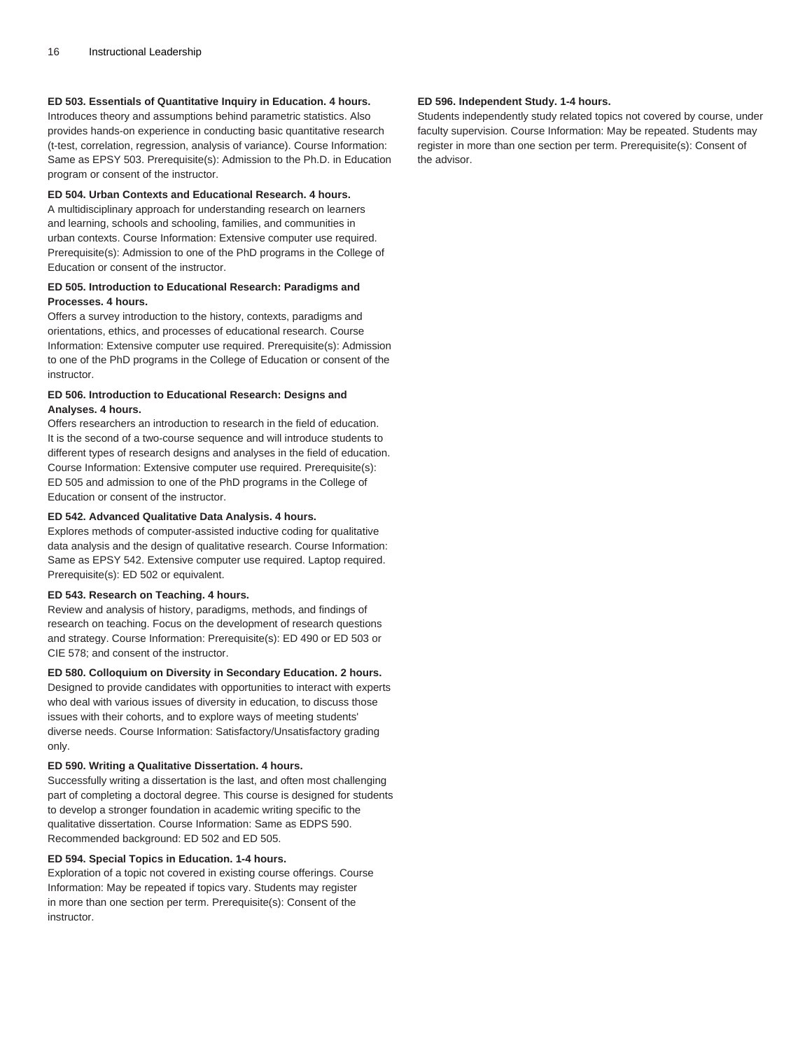**ED 503. Essentials of Quantitative Inquiry in Education. 4 hours.**

Introduces theory and assumptions behind parametric statistics. Also provides hands-on experience in conducting basic quantitative research (t-test, correlation, regression, analysis of variance). Course Information: Same as EPSY 503. Prerequisite(s): Admission to the Ph.D. in Education program or consent of the instructor.

**ED 504. Urban Contexts and Educational Research. 4 hours.**

A multidisciplinary approach for understanding research on learners and learning, schools and schooling, families, and communities in urban contexts. Course Information: Extensive computer use required. Prerequisite(s): Admission to one of the PhD programs in the College of Education or consent of the instructor.

**ED 505. Introduction to Educational Research: Paradigms and Processes. 4 hours.**

Offers a survey introduction to the history, contexts, paradigms and orientations, ethics, and processes of educational research. Course Information: Extensive computer use required. Prerequisite(s): Admission to one of the PhD programs in the College of Education or consent of the instructor.

**ED 506. Introduction to Educational Research: Designs and Analyses. 4 hours.**

Offers researchers an introduction to research in the field of education. It is the second of a two-course sequence and will introduce students to different types of research designs and analyses in the field of education. Course Information: Extensive computer use required. Prerequisite(s): ED 505 and admission to one of the PhD programs in the College of Education or consent of the instructor.

**ED 542. Advanced Qualitative Data Analysis. 4 hours.**

Explores methods of computer-assisted inductive coding for qualitative data analysis and the design of qualitative research. Course Information: Same as EPSY 542. Extensive computer use required. Laptop required. Prerequisite(s): ED 502 or equivalent.

**ED 543. Research on Teaching. 4 hours.**

Review and analysis of history, paradigms, methods, and findings of research on teaching. Focus on the development of research questions and strategy. Course Information: Prerequisite(s): ED 490 or ED 503 or CIE 578; and consent of the instructor.

**ED 580. Colloquium on Diversity in Secondary Education. 2 hours.**

Designed to provide candidates with opportunities to interact with experts who deal with various issues of diversity in education, to discuss those issues with their cohorts, and to explore ways of meeting students' diverse needs. Course Information: Satisfactory/Unsatisfactory grading only.

**ED 590. Writing a Qualitative Dissertation. 4 hours.**

Successfully writing a dissertation is the last, and often most challenging part of completing a doctoral degree. This course is designed for students to develop a stronger foundation in academic writing specific to the qualitative dissertation. Course Information: Same as EDPS 590. Recommended background: ED 502 and ED 505.

**ED 594. Special Topics in Education. 1-4 hours.**

Exploration of a topic not covered in existing course offerings. Course Information: May be repeated if topics vary. Students may register in more than one section per term. Prerequisite(s): Consent of the instructor.

**ED 596. Independent Study. 1-4 hours.**

Students independently study related topics not covered by course, under faculty supervision. Course Information: May be repeated. Students may register in more than one section per term. Prerequisite(s): Consent of the advisor.